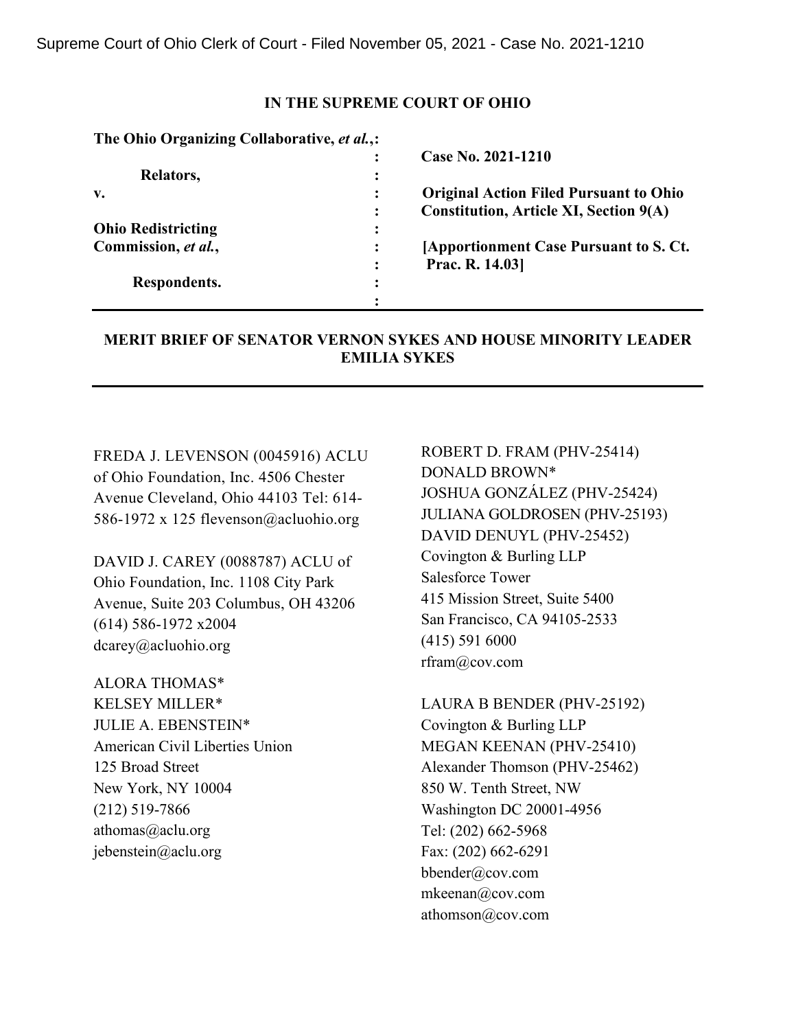Supreme Court of Ohio Clerk of Court - Filed November 05, 2021 - Case No. 2021-1210

**IN THE SUPREME COURT OF OHIO**

| | | |
|---|---|---|
| **The Ohio Organizing Collaborative, *et al.*,** | : | |
| | : | **Case No. 2021-1210** |
| **Relators,** | : | |
| **v.** | : | **Original Action Filed Pursuant to Ohio** |
| | : | **Constitution, Article XI, Section 9(A)** |
| **Ohio Redistricting** | : | |
| **Commission, *et al.*,** | : | **[Apportionment Case Pursuant to S. Ct.** |
| | : | **Prac. R. 14.03]** |
| **Respondents.** | : | |
| | : | |

**MERIT BRIEF OF SENATOR VERNON SYKES AND HOUSE MINORITY LEADER EMILIA SYKES**

FREDA J. LEVENSON (0045916) ACLU of Ohio Foundation, Inc. 4506 Chester Avenue Cleveland, Ohio 44103 Tel: 614-586-1972 x 125 flevenson@acluohio.org

DAVID J. CAREY (0088787) ACLU of Ohio Foundation, Inc. 1108 City Park Avenue, Suite 203 Columbus, OH 43206 (614) 586-1972 x2004 dcarey@acluohio.org

ALORA THOMAS*
KELSEY MILLER*
JULIE A. EBENSTEIN*
American Civil Liberties Union
125 Broad Street
New York, NY 10004
(212) 519-7866
athomas@aclu.org
jebenstein@aclu.org

ROBERT D. FRAM (PHV-25414)
DONALD BROWN*
JOSHUA GONZÁLEZ (PHV-25424)
JULIANA GOLDROSEN (PHV-25193)
DAVID DENUYL (PHV-25452)
Covington & Burling LLP
Salesforce Tower
415 Mission Street, Suite 5400
San Francisco, CA 94105-2533
(415) 591 6000
rfram@cov.com

LAURA B BENDER (PHV-25192)
Covington & Burling LLP
MEGAN KEENAN (PHV-25410)
Alexander Thomson (PHV-25462)
850 W. Tenth Street, NW
Washington DC 20001-4956
Tel: (202) 662-5968
Fax: (202) 662-6291
bbender@cov.com
mkeenan@cov.com
athomson@cov.com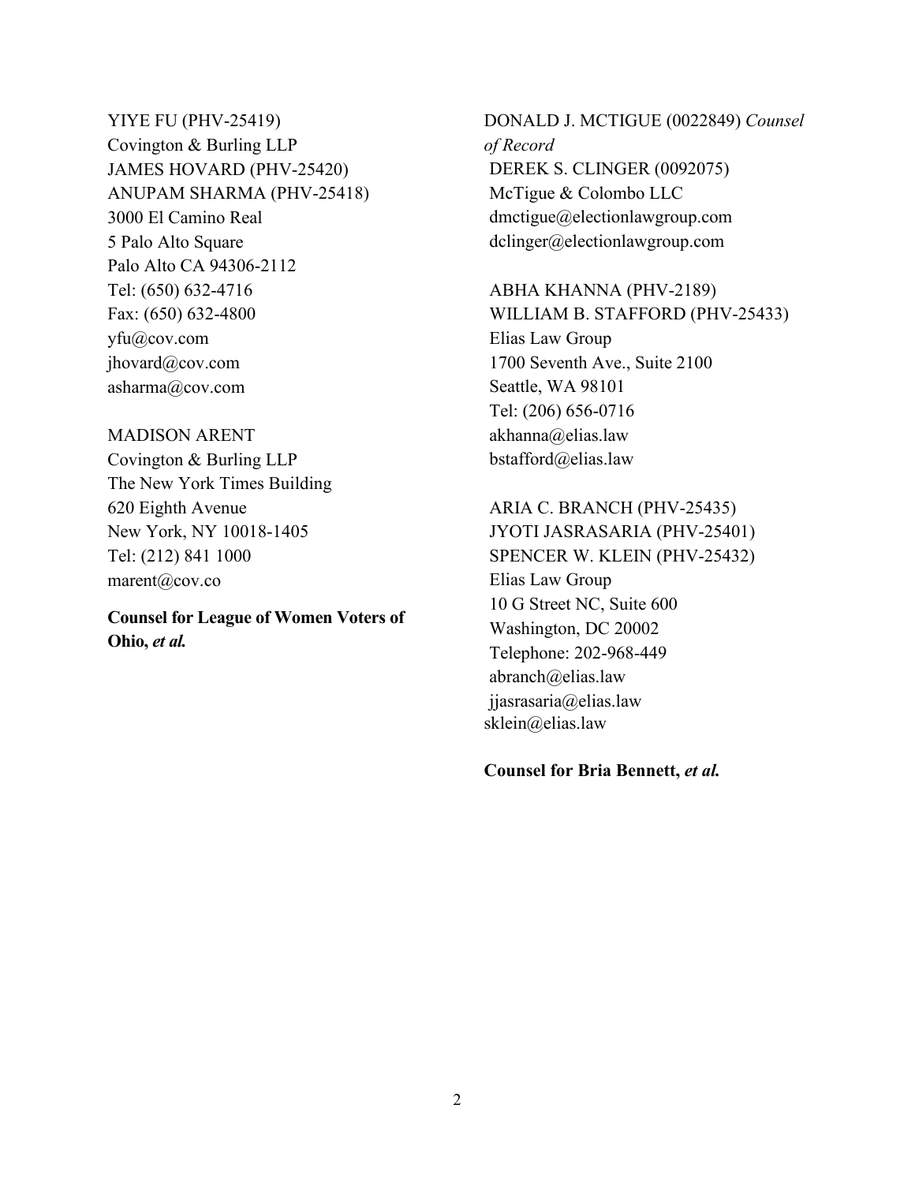YIYE FU (PHV-25419)
Covington & Burling LLP
JAMES HOVARD (PHV-25420)
ANUPAM SHARMA (PHV-25418)
3000 El Camino Real
5 Palo Alto Square
Palo Alto CA 94306-2112
Tel: (650) 632-4716
Fax: (650) 632-4800
yfu@cov.com
jhovard@cov.com
asharma@cov.com

MADISON ARENT
Covington & Burling LLP
The New York Times Building
620 Eighth Avenue
New York, NY 10018-1405
Tel: (212) 841 1000
marent@cov.co

**Counsel for League of Women Voters of Ohio, *et al.***

DONALD J. MCTIGUE (0022849) *Counsel of Record*
DEREK S. CLINGER (0092075)
McTigue & Colombo LLC
dmctigue@electionlawgroup.com
dclinger@electionlawgroup.com

ABHA KHANNA (PHV-2189)
WILLIAM B. STAFFORD (PHV-25433)
Elias Law Group
1700 Seventh Ave., Suite 2100
Seattle, WA 98101
Tel: (206) 656-0716
akhanna@elias.law
bstafford@elias.law

ARIA C. BRANCH (PHV-25435)
JYOTI JASRASARIA (PHV-25401)
SPENCER W. KLEIN (PHV-25432)
Elias Law Group
10 G Street NC, Suite 600
Washington, DC 20002
Telephone: 202-968-449
abranch@elias.law
jjasrasaria@elias.law
sklein@elias.law

**Counsel for Bria Bennett, *et al.***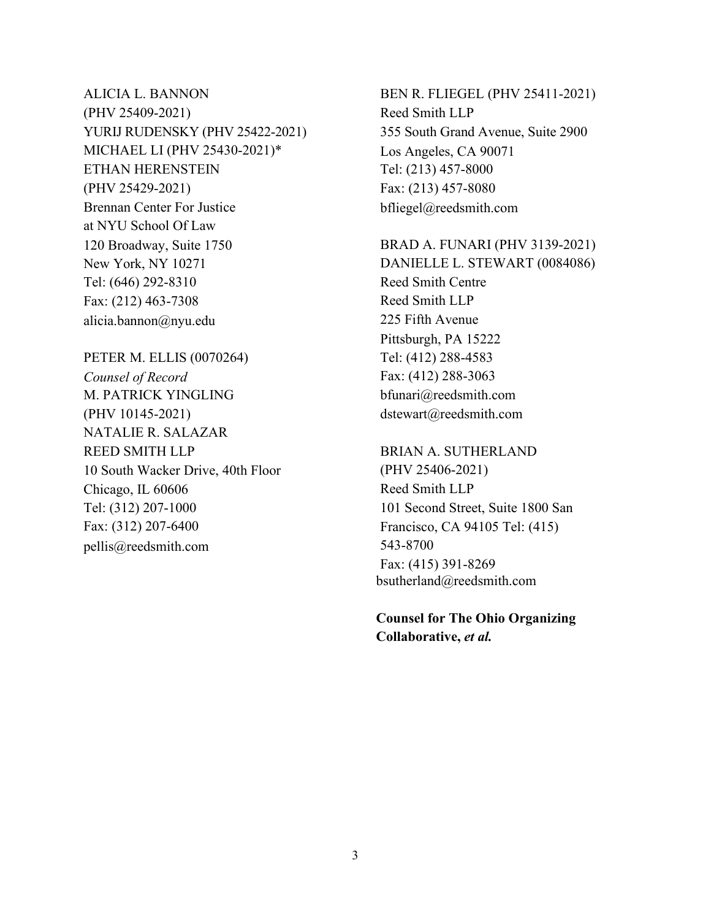ALICIA L. BANNON
(PHV 25409-2021)
YURIJ RUDENSKY (PHV 25422-2021)
MICHAEL LI (PHV 25430-2021)*
ETHAN HERENSTEIN
(PHV 25429-2021)
Brennan Center For Justice
at NYU School Of Law
120 Broadway, Suite 1750
New York, NY 10271
Tel: (646) 292-8310
Fax: (212) 463-7308
alicia.bannon@nyu.edu

PETER M. ELLIS (0070264)
*Counsel of Record*
M. PATRICK YINGLING
(PHV 10145-2021)
NATALIE R. SALAZAR
REED SMITH LLP
10 South Wacker Drive, 40th Floor
Chicago, IL 60606
Tel: (312) 207-1000
Fax: (312) 207-6400
pellis@reedsmith.com

BEN R. FLIEGEL (PHV 25411-2021)
Reed Smith LLP
355 South Grand Avenue, Suite 2900
Los Angeles, CA 90071
Tel: (213) 457-8000
Fax: (213) 457-8080
bfliegel@reedsmith.com

BRAD A. FUNARI (PHV 3139-2021)
DANIELLE L. STEWART (0084086)
Reed Smith Centre
Reed Smith LLP
225 Fifth Avenue
Pittsburgh, PA 15222
Tel: (412) 288-4583
Fax: (412) 288-3063
bfunari@reedsmith.com
dstewart@reedsmith.com

BRIAN A. SUTHERLAND
(PHV 25406-2021)
Reed Smith LLP
101 Second Street, Suite 1800 San Francisco, CA 94105 Tel: (415) 543-8700
Fax: (415) 391-8269
bsutherland@reedsmith.com

**Counsel for The Ohio Organizing Collaborative, *et al.***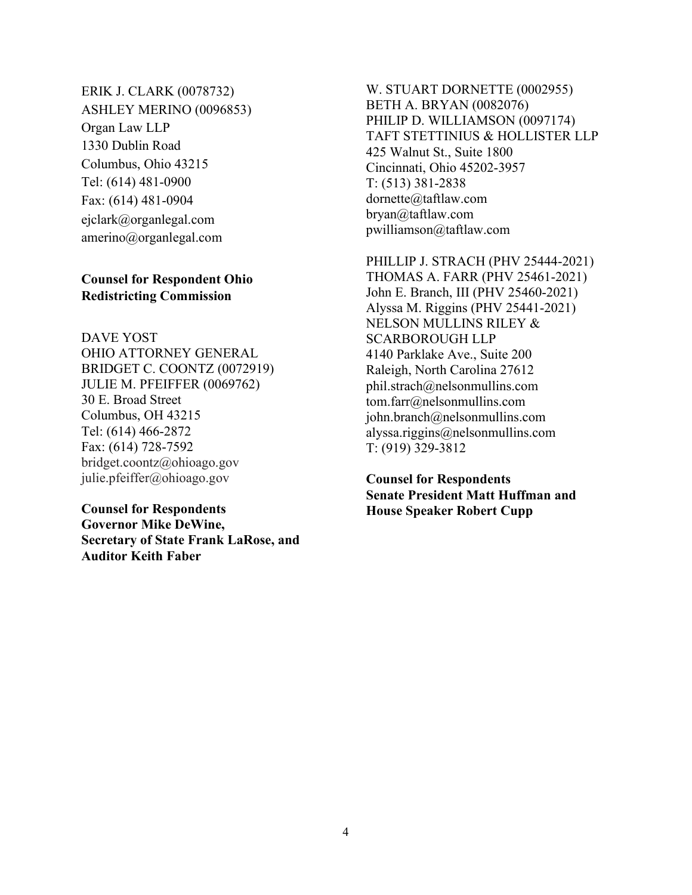ERIK J. CLARK (0078732)
ASHLEY MERINO (0096853)
Organ Law LLP
1330 Dublin Road
Columbus, Ohio 43215
Tel: (614) 481-0900
Fax: (614) 481-0904
ejclark@organlegal.com
amerino@organlegal.com

**Counsel for Respondent Ohio Redistricting Commission**

DAVE YOST
OHIO ATTORNEY GENERAL
BRIDGET C. COONTZ (0072919)
JULIE M. PFEIFFER (0069762)
30 E. Broad Street
Columbus, OH 43215
Tel: (614) 466-2872
Fax: (614) 728-7592
bridget.coontz@ohioago.gov
julie.pfeiffer@ohioago.gov

**Counsel for Respondents Governor Mike DeWine, Secretary of State Frank LaRose, and Auditor Keith Faber**

W. STUART DORNETTE (0002955)
BETH A. BRYAN (0082076)
PHILIP D. WILLIAMSON (0097174)
TAFT STETTINIUS & HOLLISTER LLP
425 Walnut St., Suite 1800
Cincinnati, Ohio 45202-3957
T: (513) 381-2838
dornette@taftlaw.com
bryan@taftlaw.com
pwilliamson@taftlaw.com

PHILLIP J. STRACH (PHV 25444-2021)
THOMAS A. FARR (PHV 25461-2021)
John E. Branch, III (PHV 25460-2021)
Alyssa M. Riggins (PHV 25441-2021)
NELSON MULLINS RILEY & SCARBOROUGH LLP
4140 Parklake Ave., Suite 200
Raleigh, North Carolina 27612
phil.strach@nelsonmullins.com
tom.farr@nelsonmullins.com
john.branch@nelsonmullins.com
alyssa.riggins@nelsonmullins.com
T: (919) 329-3812

**Counsel for Respondents Senate President Matt Huffman and House Speaker Robert Cupp**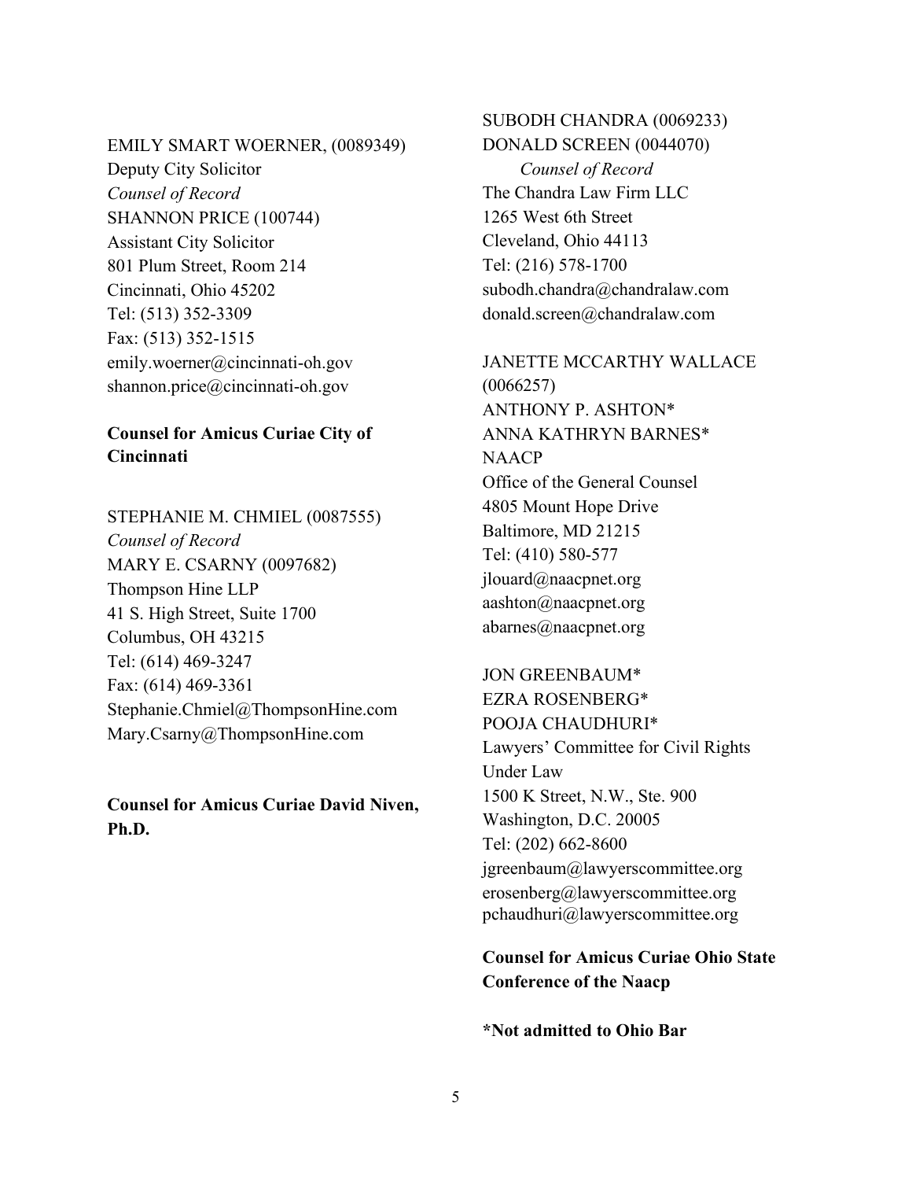EMILY SMART WOERNER, (0089349)
Deputy City Solicitor
*Counsel of Record*
SHANNON PRICE (100744)
Assistant City Solicitor
801 Plum Street, Room 214
Cincinnati, Ohio 45202
Tel: (513) 352-3309
Fax: (513) 352-1515
emily.woerner@cincinnati-oh.gov
shannon.price@cincinnati-oh.gov

**Counsel for Amicus Curiae City of Cincinnati**

STEPHANIE M. CHMIEL (0087555)
*Counsel of Record*
MARY E. CSARNY (0097682)
Thompson Hine LLP
41 S. High Street, Suite 1700
Columbus, OH 43215
Tel: (614) 469-3247
Fax: (614) 469-3361
Stephanie.Chmiel@ThompsonHine.com
Mary.Csarny@ThompsonHine.com

**Counsel for Amicus Curiae David Niven, Ph.D.**

SUBODH CHANDRA (0069233)
DONALD SCREEN (0044070)
*Counsel of Record*
The Chandra Law Firm LLC
1265 West 6th Street
Cleveland, Ohio 44113
Tel: (216) 578-1700
subodh.chandra@chandralaw.com
donald.screen@chandralaw.com

JANETTE MCCARTHY WALLACE (0066257)
ANTHONY P. ASHTON*
ANNA KATHRYN BARNES*
NAACP
Office of the General Counsel
4805 Mount Hope Drive
Baltimore, MD 21215
Tel: (410) 580-577
jlouard@naacpnet.org
aashton@naacpnet.org
abarnes@naacpnet.org

JON GREENBAUM*
EZRA ROSENBERG*
POOJA CHAUDHURI*
Lawyers' Committee for Civil Rights Under Law
1500 K Street, N.W., Ste. 900
Washington, D.C. 20005
Tel: (202) 662-8600
jgreenbaum@lawyerscommittee.org
erosenberg@lawyerscommittee.org
pchaudhuri@lawyerscommittee.org

**Counsel for Amicus Curiae Ohio State Conference of the Naacp**

**\*Not admitted to Ohio Bar**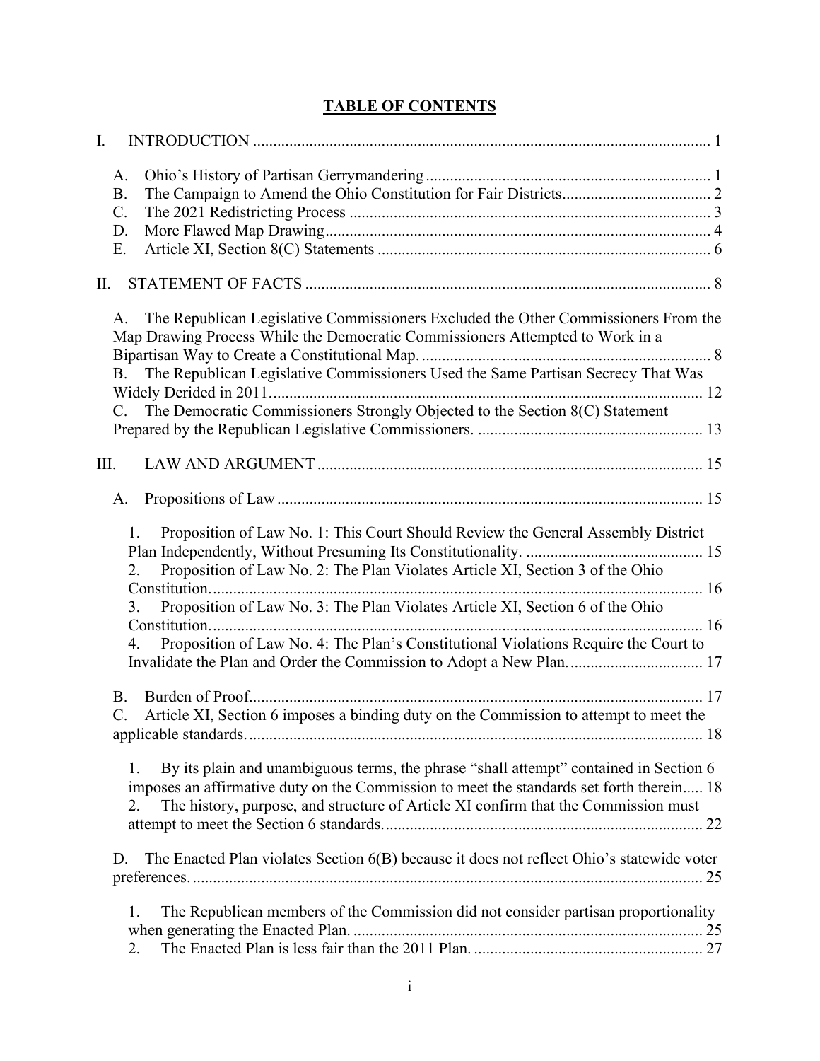# TABLE OF CONTENTS

I. INTRODUCTION ..... 1

- A. Ohio's History of Partisan Gerrymandering ..... 1
- B. The Campaign to Amend the Ohio Constitution for Fair Districts ..... 2
- C. The 2021 Redistricting Process ..... 3
- D. More Flawed Map Drawing ..... 4
- E. Article XI, Section 8(C) Statements ..... 6

II. STATEMENT OF FACTS ..... 8

- A. The Republican Legislative Commissioners Excluded the Other Commissioners From the Map Drawing Process While the Democratic Commissioners Attempted to Work in a Bipartisan Way to Create a Constitutional Map. ..... 8
- B. The Republican Legislative Commissioners Used the Same Partisan Secrecy That Was Widely Derided in 2011. ..... 12
- C. The Democratic Commissioners Strongly Objected to the Section 8(C) Statement Prepared by the Republican Legislative Commissioners. ..... 13

III. LAW AND ARGUMENT ..... 15

- A. Propositions of Law ..... 15
  1. Proposition of Law No. 1: This Court Should Review the General Assembly District Plan Independently, Without Presuming Its Constitutionality. ..... 15
  2. Proposition of Law No. 2: The Plan Violates Article XI, Section 3 of the Ohio Constitution. ..... 16
  3. Proposition of Law No. 3: The Plan Violates Article XI, Section 6 of the Ohio Constitution. ..... 16
  4. Proposition of Law No. 4: The Plan's Constitutional Violations Require the Court to Invalidate the Plan and Order the Commission to Adopt a New Plan. ..... 17
- B. Burden of Proof ..... 17
- C. Article XI, Section 6 imposes a binding duty on the Commission to attempt to meet the applicable standards. ..... 18
  1. By its plain and unambiguous terms, the phrase "shall attempt" contained in Section 6 imposes an affirmative duty on the Commission to meet the standards set forth therein ..... 18
  2. The history, purpose, and structure of Article XI confirm that the Commission must attempt to meet the Section 6 standards. ..... 22
- D. The Enacted Plan violates Section 6(B) because it does not reflect Ohio's statewide voter preferences. ..... 25
  1. The Republican members of the Commission did not consider partisan proportionality when generating the Enacted Plan. ..... 25
  2. The Enacted Plan is less fair than the 2011 Plan. ..... 27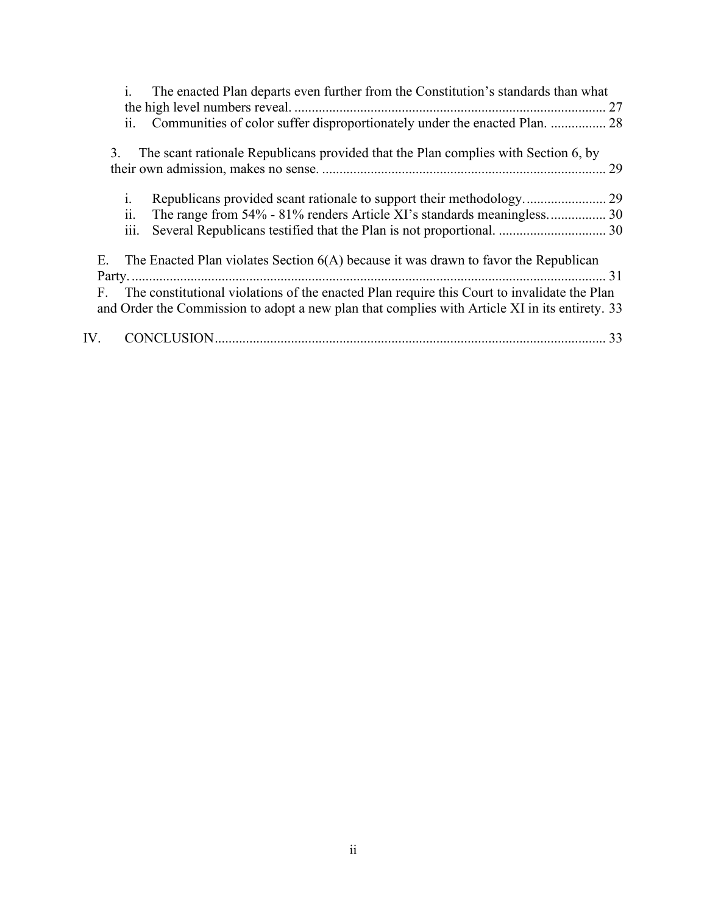i. The enacted Plan departs even further from the Constitution's standards than what the high level numbers reveal. .......................................................................................... 27

ii. Communities of color suffer disproportionately under the enacted Plan. ................ 28

3. The scant rationale Republicans provided that the Plan complies with Section 6, by their own admission, makes no sense. ................................................................................. 29

i. Republicans provided scant rationale to support their methodology. ....................... 29

ii. The range from 54% - 81% renders Article XI's standards meaningless. ................ 30

iii. Several Republicans testified that the Plan is not proportional. ............................... 30

E. The Enacted Plan violates Section 6(A) because it was drawn to favor the Republican Party. ......................................................................................................................... 31

F. The constitutional violations of the enacted Plan require this Court to invalidate the Plan and Order the Commission to adopt a new plan that complies with Article XI in its entirety. 33

IV. CONCLUSION ................................................................................................................ 33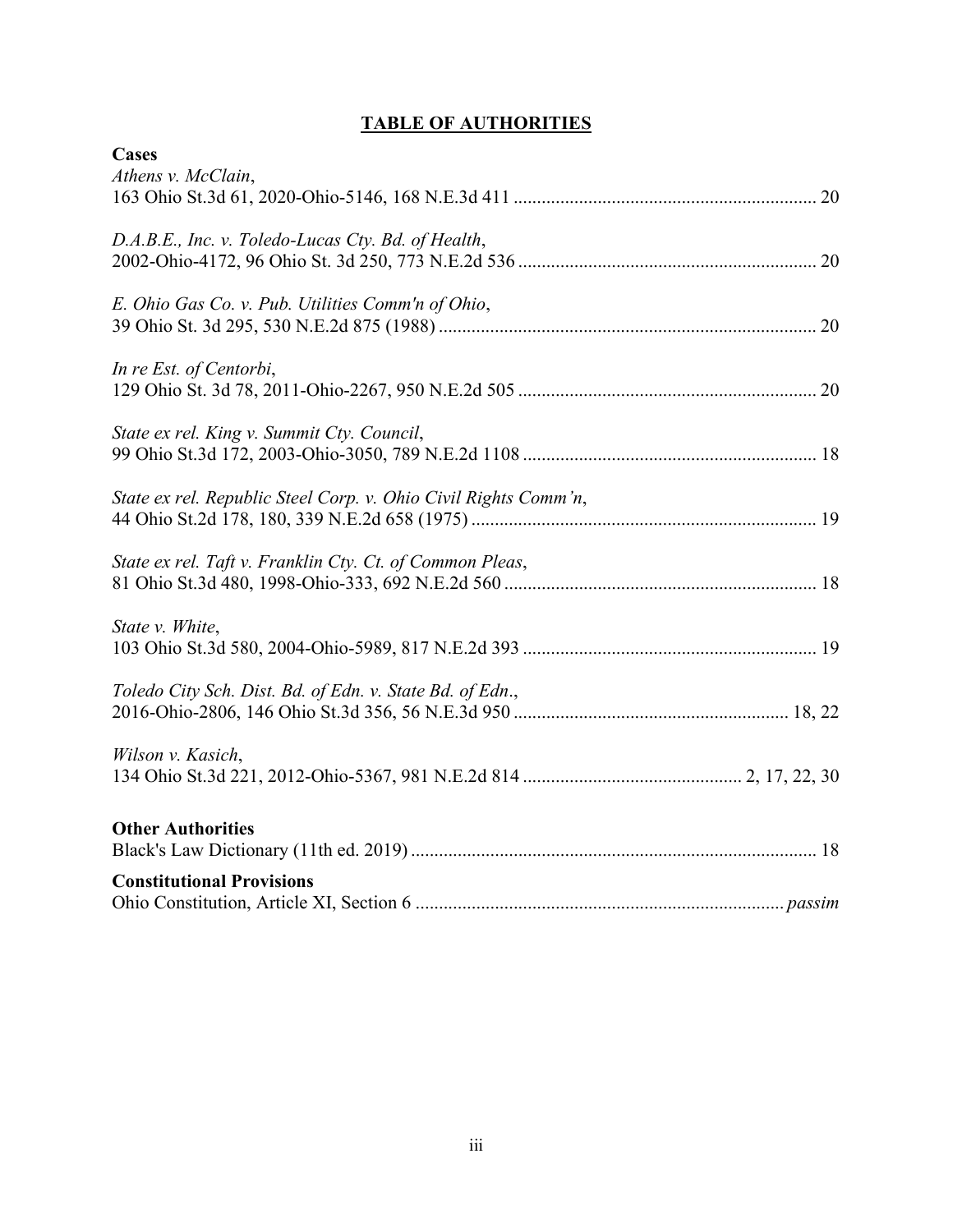# **TABLE OF AUTHORITIES**

**Cases**

*Athens v. McClain*,
163 Ohio St.3d 61, 2020-Ohio-5146, 168 N.E.3d 411 ........................................ 20

*D.A.B.E., Inc. v. Toledo-Lucas Cty. Bd. of Health*,
2002-Ohio-4172, 96 Ohio St. 3d 250, 773 N.E.2d 536 ........................................ 20

*E. Ohio Gas Co. v. Pub. Utilities Comm'n of Ohio*,
39 Ohio St. 3d 295, 530 N.E.2d 875 (1988) ........................................ 20

*In re Est. of Centorbi*,
129 Ohio St. 3d 78, 2011-Ohio-2267, 950 N.E.2d 505 ........................................ 20

*State ex rel. King v. Summit Cty. Council*,
99 Ohio St.3d 172, 2003-Ohio-3050, 789 N.E.2d 1108 ........................................ 18

*State ex rel. Republic Steel Corp. v. Ohio Civil Rights Comm'n*,
44 Ohio St.2d 178, 180, 339 N.E.2d 658 (1975) ........................................ 19

*State ex rel. Taft v. Franklin Cty. Ct. of Common Pleas*,
81 Ohio St.3d 480, 1998-Ohio-333, 692 N.E.2d 560 ........................................ 18

*State v. White*,
103 Ohio St.3d 580, 2004-Ohio-5989, 817 N.E.2d 393 ........................................ 19

*Toledo City Sch. Dist. Bd. of Edn. v. State Bd. of Edn.*,
2016-Ohio-2806, 146 Ohio St.3d 356, 56 N.E.3d 950 ........................................ 18, 22

*Wilson v. Kasich*,
134 Ohio St.3d 221, 2012-Ohio-5367, 981 N.E.2d 814 ........................................ 2, 17, 22, 30

**Other Authorities**

Black's Law Dictionary (11th ed. 2019) ........................................ 18

**Constitutional Provisions**

Ohio Constitution, Article XI, Section 6 ........................................ *passim*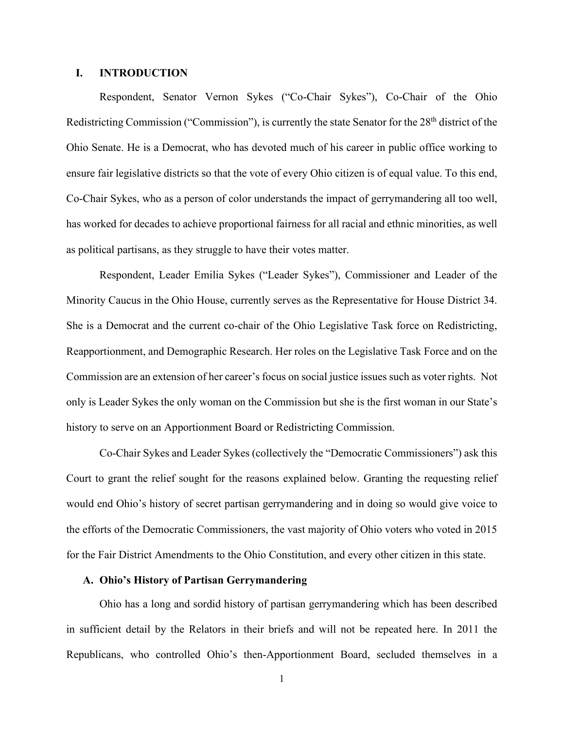## I. INTRODUCTION

Respondent, Senator Vernon Sykes ("Co-Chair Sykes"), Co-Chair of the Ohio Redistricting Commission ("Commission"), is currently the state Senator for the 28th district of the Ohio Senate. He is a Democrat, who has devoted much of his career in public office working to ensure fair legislative districts so that the vote of every Ohio citizen is of equal value. To this end, Co-Chair Sykes, who as a person of color understands the impact of gerrymandering all too well, has worked for decades to achieve proportional fairness for all racial and ethnic minorities, as well as political partisans, as they struggle to have their votes matter.

Respondent, Leader Emilia Sykes ("Leader Sykes"), Commissioner and Leader of the Minority Caucus in the Ohio House, currently serves as the Representative for House District 34. She is a Democrat and the current co-chair of the Ohio Legislative Task force on Redistricting, Reapportionment, and Demographic Research. Her roles on the Legislative Task Force and on the Commission are an extension of her career's focus on social justice issues such as voter rights. Not only is Leader Sykes the only woman on the Commission but she is the first woman in our State's history to serve on an Apportionment Board or Redistricting Commission.

Co-Chair Sykes and Leader Sykes (collectively the "Democratic Commissioners") ask this Court to grant the relief sought for the reasons explained below. Granting the requesting relief would end Ohio's history of secret partisan gerrymandering and in doing so would give voice to the efforts of the Democratic Commissioners, the vast majority of Ohio voters who voted in 2015 for the Fair District Amendments to the Ohio Constitution, and every other citizen in this state.

### A. Ohio's History of Partisan Gerrymandering

Ohio has a long and sordid history of partisan gerrymandering which has been described in sufficient detail by the Relators in their briefs and will not be repeated here. In 2011 the Republicans, who controlled Ohio's then-Apportionment Board, secluded themselves in a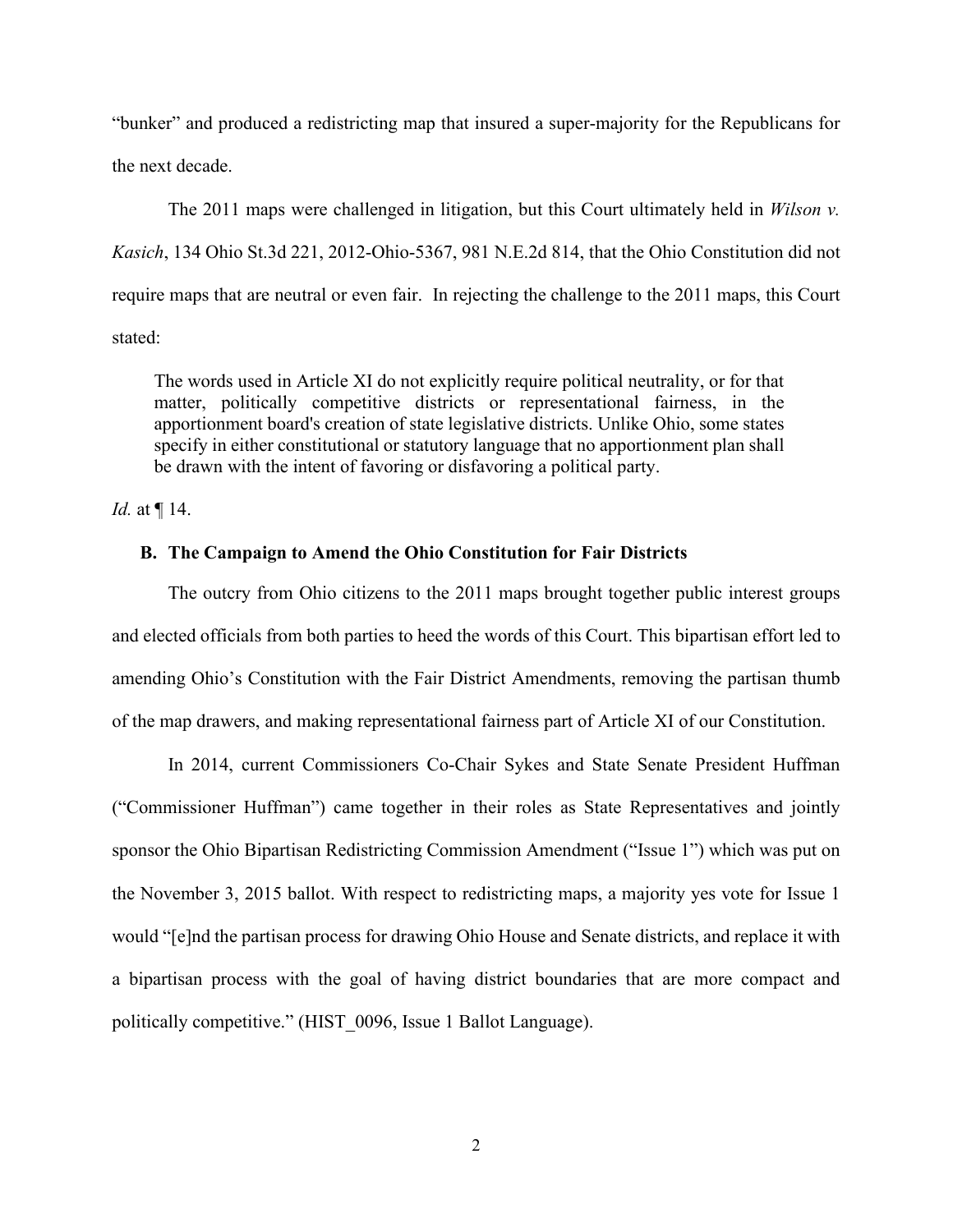"bunker" and produced a redistricting map that insured a super-majority for the Republicans for the next decade.

The 2011 maps were challenged in litigation, but this Court ultimately held in *Wilson v. Kasich*, 134 Ohio St.3d 221, 2012-Ohio-5367, 981 N.E.2d 814, that the Ohio Constitution did not require maps that are neutral or even fair. In rejecting the challenge to the 2011 maps, this Court stated:

> The words used in Article XI do not explicitly require political neutrality, or for that matter, politically competitive districts or representational fairness, in the apportionment board's creation of state legislative districts. Unlike Ohio, some states specify in either constitutional or statutory language that no apportionment plan shall be drawn with the intent of favoring or disfavoring a political party.

*Id.* at ¶ 14.

### B. The Campaign to Amend the Ohio Constitution for Fair Districts

The outcry from Ohio citizens to the 2011 maps brought together public interest groups and elected officials from both parties to heed the words of this Court. This bipartisan effort led to amending Ohio's Constitution with the Fair District Amendments, removing the partisan thumb of the map drawers, and making representational fairness part of Article XI of our Constitution.

In 2014, current Commissioners Co-Chair Sykes and State Senate President Huffman ("Commissioner Huffman") came together in their roles as State Representatives and jointly sponsor the Ohio Bipartisan Redistricting Commission Amendment ("Issue 1") which was put on the November 3, 2015 ballot. With respect to redistricting maps, a majority yes vote for Issue 1 would "[e]nd the partisan process for drawing Ohio House and Senate districts, and replace it with a bipartisan process with the goal of having district boundaries that are more compact and politically competitive." (HIST_0096, Issue 1 Ballot Language).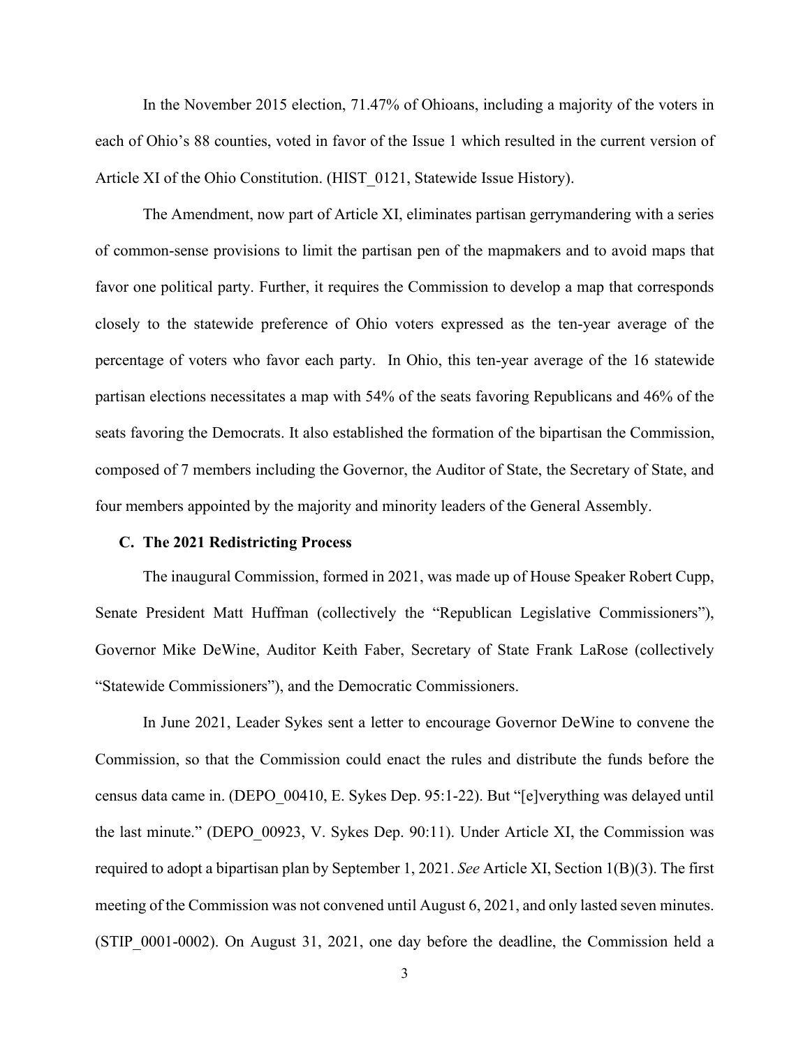In the November 2015 election, 71.47% of Ohioans, including a majority of the voters in each of Ohio's 88 counties, voted in favor of the Issue 1 which resulted in the current version of Article XI of the Ohio Constitution. (HIST_0121, Statewide Issue History).

The Amendment, now part of Article XI, eliminates partisan gerrymandering with a series of common-sense provisions to limit the partisan pen of the mapmakers and to avoid maps that favor one political party. Further, it requires the Commission to develop a map that corresponds closely to the statewide preference of Ohio voters expressed as the ten-year average of the percentage of voters who favor each party. In Ohio, this ten-year average of the 16 statewide partisan elections necessitates a map with 54% of the seats favoring Republicans and 46% of the seats favoring the Democrats. It also established the formation of the bipartisan the Commission, composed of 7 members including the Governor, the Auditor of State, the Secretary of State, and four members appointed by the majority and minority leaders of the General Assembly.

### C. The 2021 Redistricting Process

The inaugural Commission, formed in 2021, was made up of House Speaker Robert Cupp, Senate President Matt Huffman (collectively the "Republican Legislative Commissioners"), Governor Mike DeWine, Auditor Keith Faber, Secretary of State Frank LaRose (collectively "Statewide Commissioners"), and the Democratic Commissioners.

In June 2021, Leader Sykes sent a letter to encourage Governor DeWine to convene the Commission, so that the Commission could enact the rules and distribute the funds before the census data came in. (DEPO_00410, E. Sykes Dep. 95:1-22). But "[e]verything was delayed until the last minute." (DEPO_00923, V. Sykes Dep. 90:11). Under Article XI, the Commission was required to adopt a bipartisan plan by September 1, 2021. *See* Article XI, Section 1(B)(3). The first meeting of the Commission was not convened until August 6, 2021, and only lasted seven minutes. (STIP_0001-0002). On August 31, 2021, one day before the deadline, the Commission held a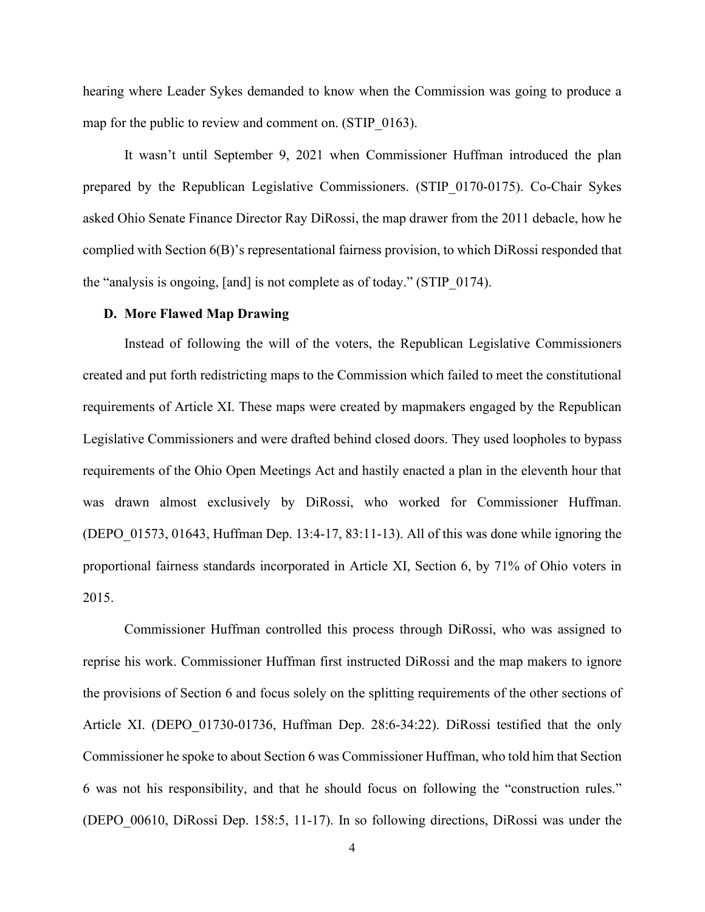hearing where Leader Sykes demanded to know when the Commission was going to produce a map for the public to review and comment on. (STIP_0163).

It wasn't until September 9, 2021 when Commissioner Huffman introduced the plan prepared by the Republican Legislative Commissioners. (STIP_0170-0175). Co-Chair Sykes asked Ohio Senate Finance Director Ray DiRossi, the map drawer from the 2011 debacle, how he complied with Section 6(B)'s representational fairness provision, to which DiRossi responded that the "analysis is ongoing, [and] is not complete as of today." (STIP_0174).

### D. More Flawed Map Drawing

Instead of following the will of the voters, the Republican Legislative Commissioners created and put forth redistricting maps to the Commission which failed to meet the constitutional requirements of Article XI. These maps were created by mapmakers engaged by the Republican Legislative Commissioners and were drafted behind closed doors. They used loopholes to bypass requirements of the Ohio Open Meetings Act and hastily enacted a plan in the eleventh hour that was drawn almost exclusively by DiRossi, who worked for Commissioner Huffman. (DEPO_01573, 01643, Huffman Dep. 13:4-17, 83:11-13). All of this was done while ignoring the proportional fairness standards incorporated in Article XI, Section 6, by 71% of Ohio voters in 2015.

Commissioner Huffman controlled this process through DiRossi, who was assigned to reprise his work. Commissioner Huffman first instructed DiRossi and the map makers to ignore the provisions of Section 6 and focus solely on the splitting requirements of the other sections of Article XI. (DEPO_01730-01736, Huffman Dep. 28:6-34:22). DiRossi testified that the only Commissioner he spoke to about Section 6 was Commissioner Huffman, who told him that Section 6 was not his responsibility, and that he should focus on following the "construction rules." (DEPO_00610, DiRossi Dep. 158:5, 11-17). In so following directions, DiRossi was under the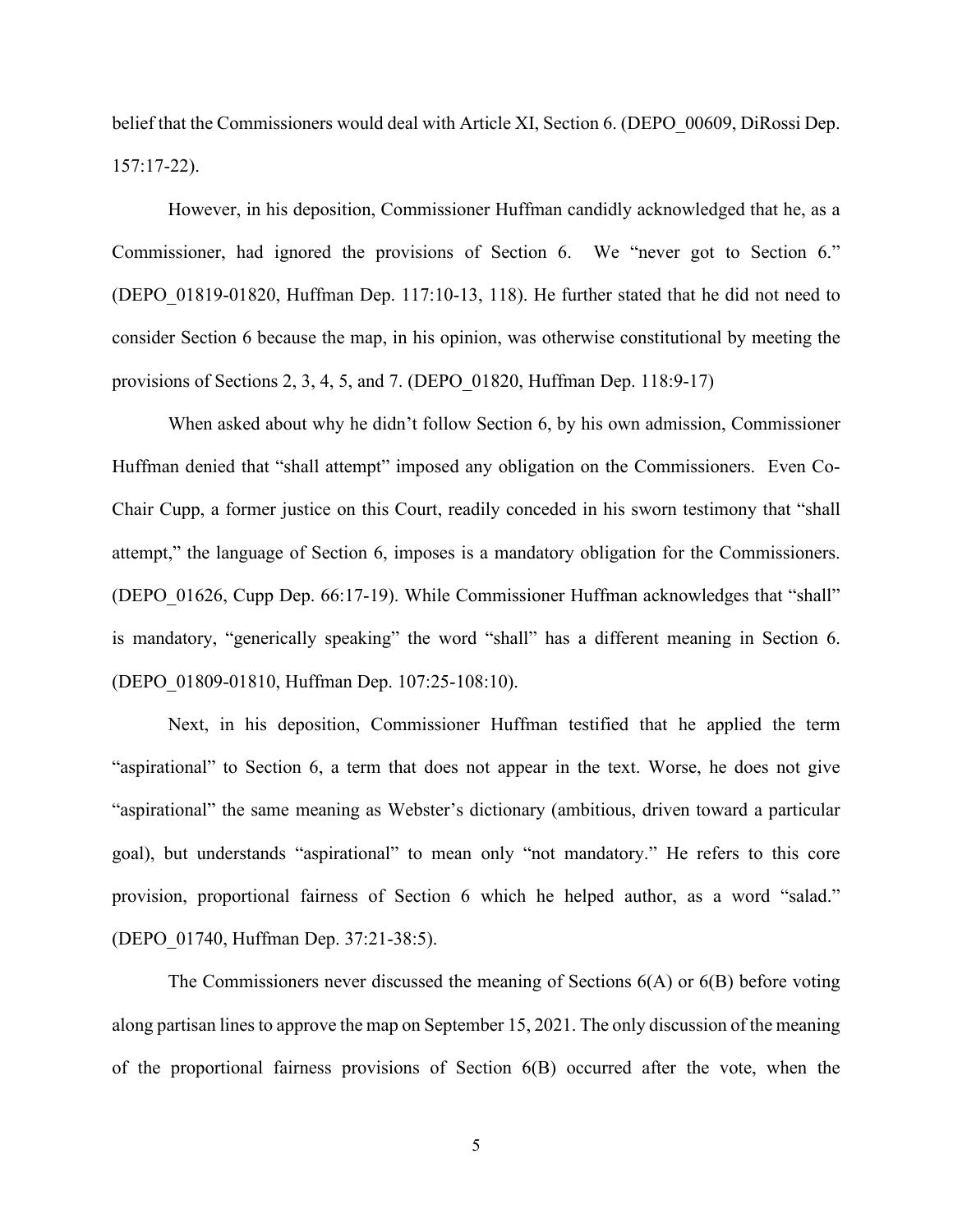belief that the Commissioners would deal with Article XI, Section 6. (DEPO_00609, DiRossi Dep. 157:17-22).

However, in his deposition, Commissioner Huffman candidly acknowledged that he, as a Commissioner, had ignored the provisions of Section 6. We "never got to Section 6." (DEPO_01819-01820, Huffman Dep. 117:10-13, 118). He further stated that he did not need to consider Section 6 because the map, in his opinion, was otherwise constitutional by meeting the provisions of Sections 2, 3, 4, 5, and 7. (DEPO_01820, Huffman Dep. 118:9-17)

When asked about why he didn't follow Section 6, by his own admission, Commissioner Huffman denied that "shall attempt" imposed any obligation on the Commissioners. Even Co-Chair Cupp, a former justice on this Court, readily conceded in his sworn testimony that "shall attempt," the language of Section 6, imposes is a mandatory obligation for the Commissioners. (DEPO_01626, Cupp Dep. 66:17-19). While Commissioner Huffman acknowledges that "shall" is mandatory, "generically speaking" the word "shall" has a different meaning in Section 6. (DEPO_01809-01810, Huffman Dep. 107:25-108:10).

Next, in his deposition, Commissioner Huffman testified that he applied the term "aspirational" to Section 6, a term that does not appear in the text. Worse, he does not give "aspirational" the same meaning as Webster's dictionary (ambitious, driven toward a particular goal), but understands "aspirational" to mean only "not mandatory." He refers to this core provision, proportional fairness of Section 6 which he helped author, as a word "salad." (DEPO_01740, Huffman Dep. 37:21-38:5).

The Commissioners never discussed the meaning of Sections 6(A) or 6(B) before voting along partisan lines to approve the map on September 15, 2021. The only discussion of the meaning of the proportional fairness provisions of Section 6(B) occurred after the vote, when the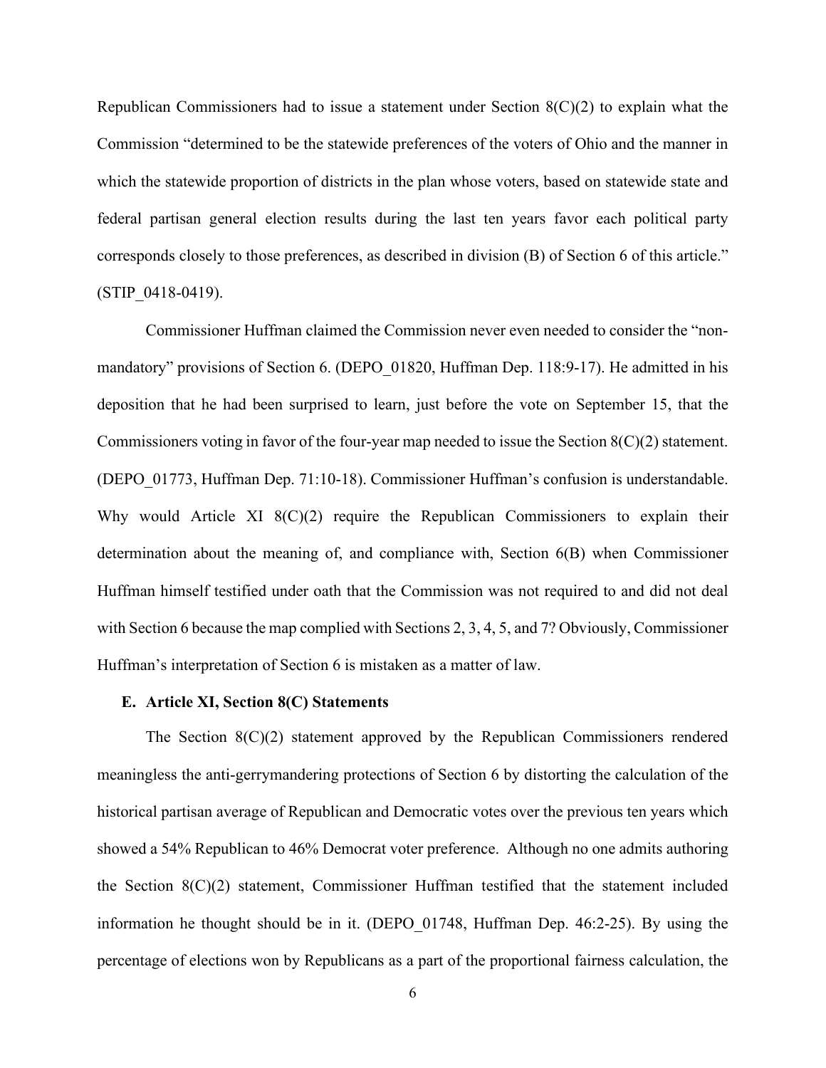Republican Commissioners had to issue a statement under Section 8(C)(2) to explain what the Commission "determined to be the statewide preferences of the voters of Ohio and the manner in which the statewide proportion of districts in the plan whose voters, based on statewide state and federal partisan general election results during the last ten years favor each political party corresponds closely to those preferences, as described in division (B) of Section 6 of this article." (STIP_0418-0419).

Commissioner Huffman claimed the Commission never even needed to consider the "non-mandatory" provisions of Section 6. (DEPO_01820, Huffman Dep. 118:9-17). He admitted in his deposition that he had been surprised to learn, just before the vote on September 15, that the Commissioners voting in favor of the four-year map needed to issue the Section 8(C)(2) statement. (DEPO_01773, Huffman Dep. 71:10-18). Commissioner Huffman's confusion is understandable. Why would Article XI 8(C)(2) require the Republican Commissioners to explain their determination about the meaning of, and compliance with, Section 6(B) when Commissioner Huffman himself testified under oath that the Commission was not required to and did not deal with Section 6 because the map complied with Sections 2, 3, 4, 5, and 7? Obviously, Commissioner Huffman's interpretation of Section 6 is mistaken as a matter of law.

### E. Article XI, Section 8(C) Statements

The Section 8(C)(2) statement approved by the Republican Commissioners rendered meaningless the anti-gerrymandering protections of Section 6 by distorting the calculation of the historical partisan average of Republican and Democratic votes over the previous ten years which showed a 54% Republican to 46% Democrat voter preference. Although no one admits authoring the Section 8(C)(2) statement, Commissioner Huffman testified that the statement included information he thought should be in it. (DEPO_01748, Huffman Dep. 46:2-25). By using the percentage of elections won by Republicans as a part of the proportional fairness calculation, the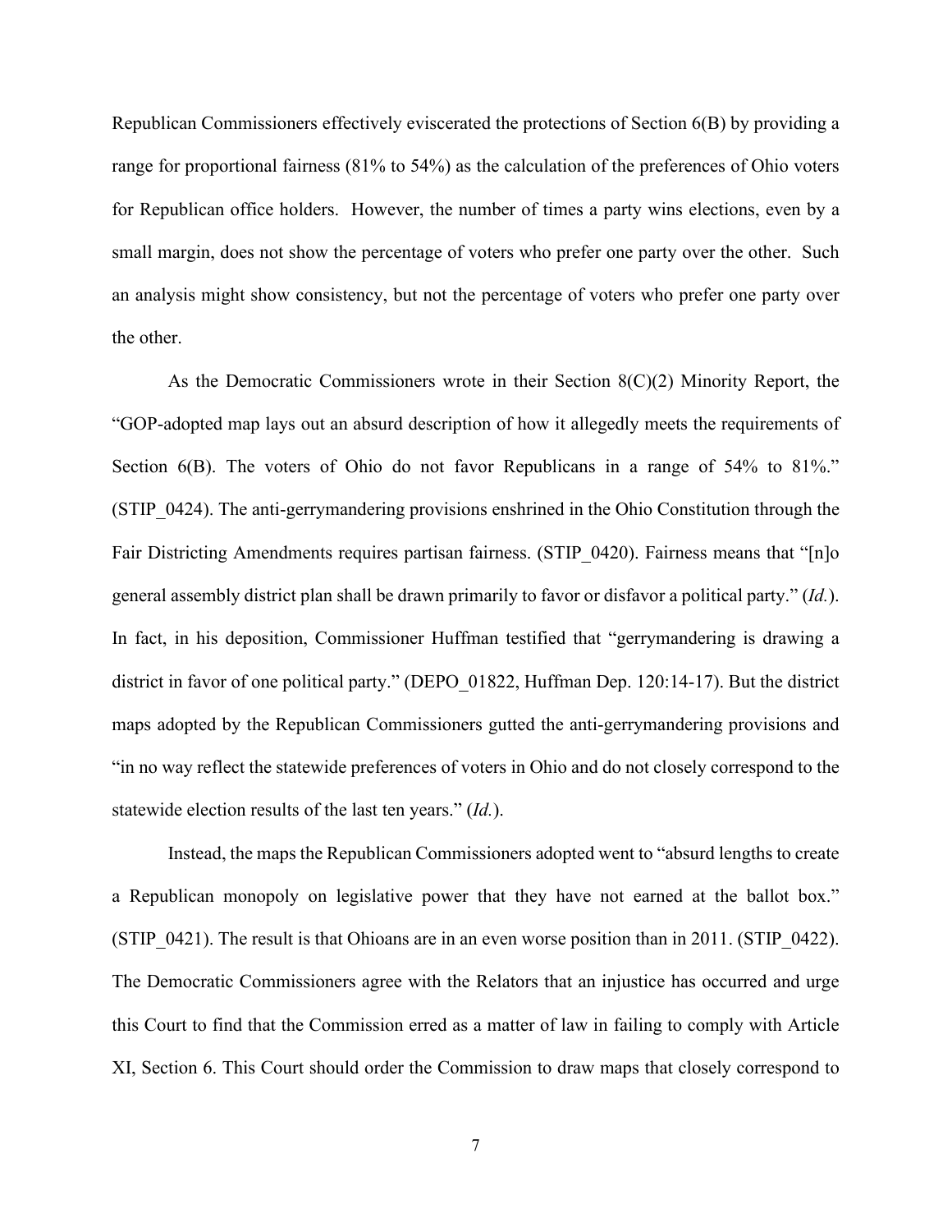Republican Commissioners effectively eviscerated the protections of Section 6(B) by providing a range for proportional fairness (81% to 54%) as the calculation of the preferences of Ohio voters for Republican office holders. However, the number of times a party wins elections, even by a small margin, does not show the percentage of voters who prefer one party over the other. Such an analysis might show consistency, but not the percentage of voters who prefer one party over the other.

As the Democratic Commissioners wrote in their Section 8(C)(2) Minority Report, the "GOP-adopted map lays out an absurd description of how it allegedly meets the requirements of Section 6(B). The voters of Ohio do not favor Republicans in a range of 54% to 81%." (STIP_0424). The anti-gerrymandering provisions enshrined in the Ohio Constitution through the Fair Districting Amendments requires partisan fairness. (STIP_0420). Fairness means that "[n]o general assembly district plan shall be drawn primarily to favor or disfavor a political party." (*Id.*). In fact, in his deposition, Commissioner Huffman testified that "gerrymandering is drawing a district in favor of one political party." (DEPO_01822, Huffman Dep. 120:14-17). But the district maps adopted by the Republican Commissioners gutted the anti-gerrymandering provisions and "in no way reflect the statewide preferences of voters in Ohio and do not closely correspond to the statewide election results of the last ten years." (*Id.*).

Instead, the maps the Republican Commissioners adopted went to "absurd lengths to create a Republican monopoly on legislative power that they have not earned at the ballot box." (STIP_0421). The result is that Ohioans are in an even worse position than in 2011. (STIP_0422). The Democratic Commissioners agree with the Relators that an injustice has occurred and urge this Court to find that the Commission erred as a matter of law in failing to comply with Article XI, Section 6. This Court should order the Commission to draw maps that closely correspond to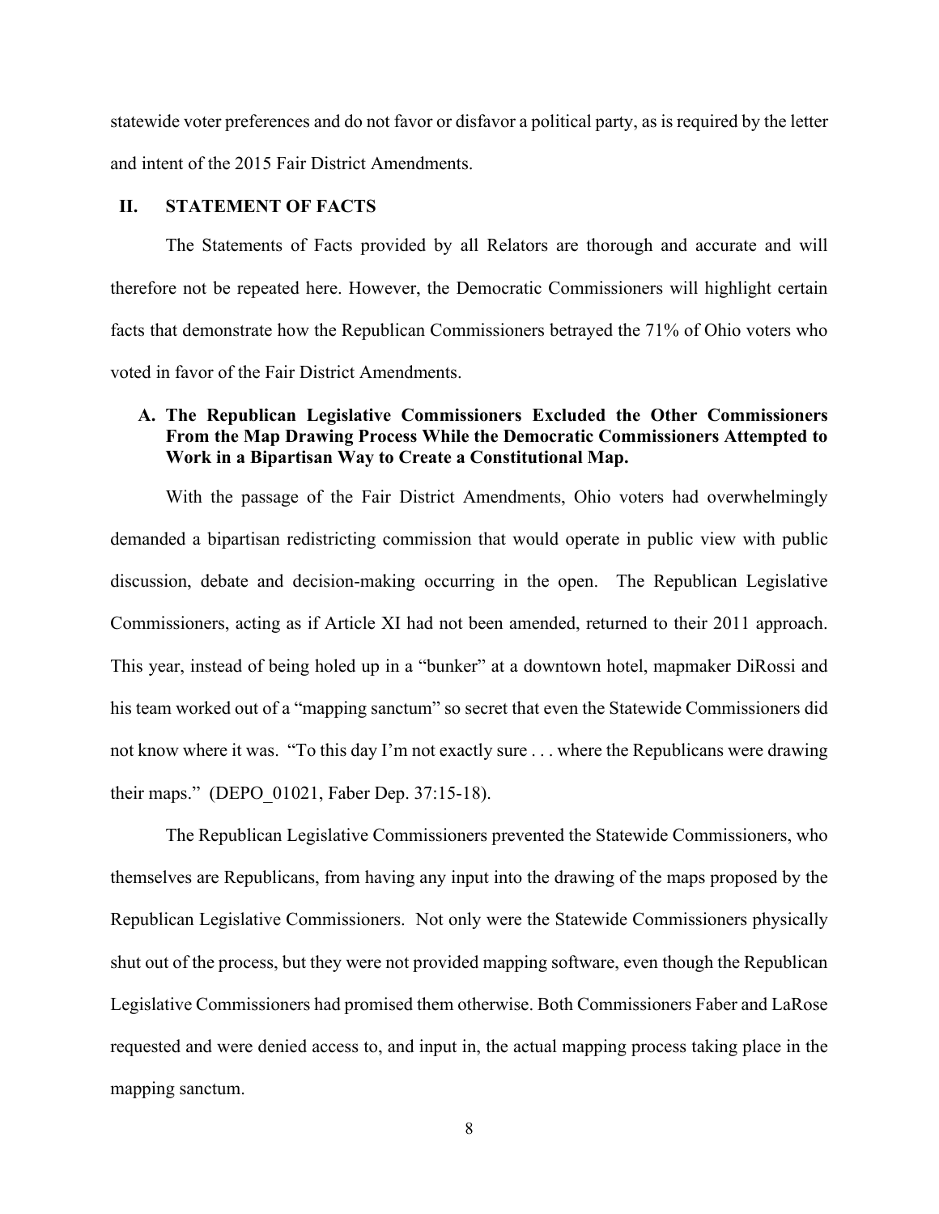statewide voter preferences and do not favor or disfavor a political party, as is required by the letter and intent of the 2015 Fair District Amendments.

## II. STATEMENT OF FACTS

The Statements of Facts provided by all Relators are thorough and accurate and will therefore not be repeated here. However, the Democratic Commissioners will highlight certain facts that demonstrate how the Republican Commissioners betrayed the 71% of Ohio voters who voted in favor of the Fair District Amendments.

### A. The Republican Legislative Commissioners Excluded the Other Commissioners From the Map Drawing Process While the Democratic Commissioners Attempted to Work in a Bipartisan Way to Create a Constitutional Map.

With the passage of the Fair District Amendments, Ohio voters had overwhelmingly demanded a bipartisan redistricting commission that would operate in public view with public discussion, debate and decision-making occurring in the open. The Republican Legislative Commissioners, acting as if Article XI had not been amended, returned to their 2011 approach. This year, instead of being holed up in a "bunker" at a downtown hotel, mapmaker DiRossi and his team worked out of a "mapping sanctum" so secret that even the Statewide Commissioners did not know where it was. "To this day I'm not exactly sure . . . where the Republicans were drawing their maps." (DEPO_01021, Faber Dep. 37:15-18).

The Republican Legislative Commissioners prevented the Statewide Commissioners, who themselves are Republicans, from having any input into the drawing of the maps proposed by the Republican Legislative Commissioners. Not only were the Statewide Commissioners physically shut out of the process, but they were not provided mapping software, even though the Republican Legislative Commissioners had promised them otherwise. Both Commissioners Faber and LaRose requested and were denied access to, and input in, the actual mapping process taking place in the mapping sanctum.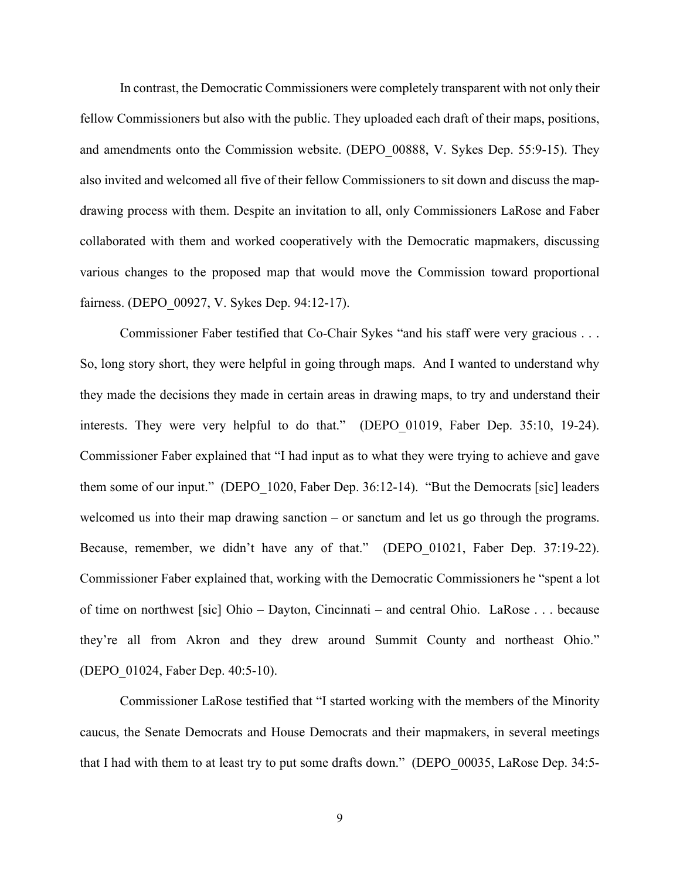In contrast, the Democratic Commissioners were completely transparent with not only their fellow Commissioners but also with the public. They uploaded each draft of their maps, positions, and amendments onto the Commission website. (DEPO_00888, V. Sykes Dep. 55:9-15). They also invited and welcomed all five of their fellow Commissioners to sit down and discuss the map-drawing process with them. Despite an invitation to all, only Commissioners LaRose and Faber collaborated with them and worked cooperatively with the Democratic mapmakers, discussing various changes to the proposed map that would move the Commission toward proportional fairness. (DEPO_00927, V. Sykes Dep. 94:12-17).

Commissioner Faber testified that Co-Chair Sykes "and his staff were very gracious . . . So, long story short, they were helpful in going through maps. And I wanted to understand why they made the decisions they made in certain areas in drawing maps, to try and understand their interests. They were very helpful to do that." (DEPO_01019, Faber Dep. 35:10, 19-24). Commissioner Faber explained that "I had input as to what they were trying to achieve and gave them some of our input." (DEPO_1020, Faber Dep. 36:12-14). "But the Democrats [sic] leaders welcomed us into their map drawing sanction – or sanctum and let us go through the programs. Because, remember, we didn't have any of that." (DEPO_01021, Faber Dep. 37:19-22). Commissioner Faber explained that, working with the Democratic Commissioners he "spent a lot of time on northwest [sic] Ohio – Dayton, Cincinnati – and central Ohio. LaRose . . . because they're all from Akron and they drew around Summit County and northeast Ohio." (DEPO_01024, Faber Dep. 40:5-10).

Commissioner LaRose testified that "I started working with the members of the Minority caucus, the Senate Democrats and House Democrats and their mapmakers, in several meetings that I had with them to at least try to put some drafts down." (DEPO_00035, LaRose Dep. 34:5-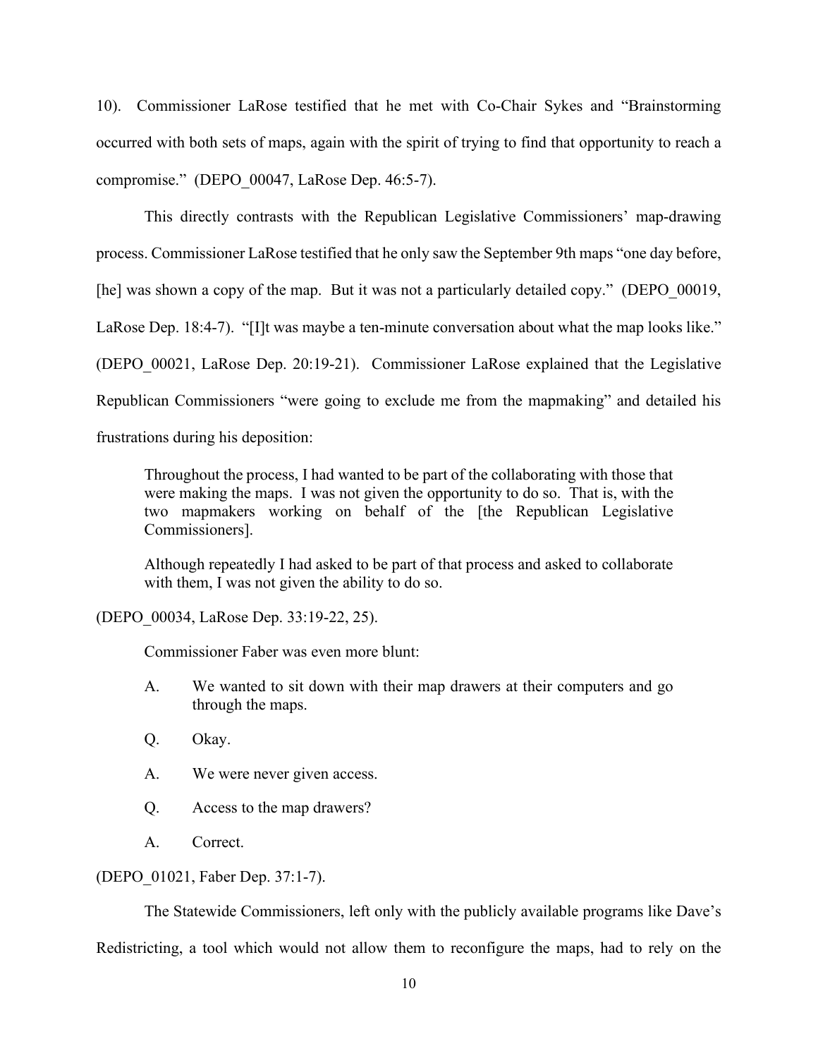10). Commissioner LaRose testified that he met with Co-Chair Sykes and "Brainstorming occurred with both sets of maps, again with the spirit of trying to find that opportunity to reach a compromise." (DEPO_00047, LaRose Dep. 46:5-7).

This directly contrasts with the Republican Legislative Commissioners' map-drawing process. Commissioner LaRose testified that he only saw the September 9th maps "one day before, [he] was shown a copy of the map. But it was not a particularly detailed copy." (DEPO_00019, LaRose Dep. 18:4-7). "[I]t was maybe a ten-minute conversation about what the map looks like." (DEPO_00021, LaRose Dep. 20:19-21). Commissioner LaRose explained that the Legislative Republican Commissioners "were going to exclude me from the mapmaking" and detailed his frustrations during his deposition:

> Throughout the process, I had wanted to be part of the collaborating with those that were making the maps. I was not given the opportunity to do so. That is, with the two mapmakers working on behalf of the [the Republican Legislative Commissioners].
>
> Although repeatedly I had asked to be part of that process and asked to collaborate with them, I was not given the ability to do so.

(DEPO_00034, LaRose Dep. 33:19-22, 25).

Commissioner Faber was even more blunt:

> A. We wanted to sit down with their map drawers at their computers and go through the maps.
>
> Q. Okay.
>
> A. We were never given access.
>
> Q. Access to the map drawers?
>
> A. Correct.

(DEPO_01021, Faber Dep. 37:1-7).

The Statewide Commissioners, left only with the publicly available programs like Dave's Redistricting, a tool which would not allow them to reconfigure the maps, had to rely on the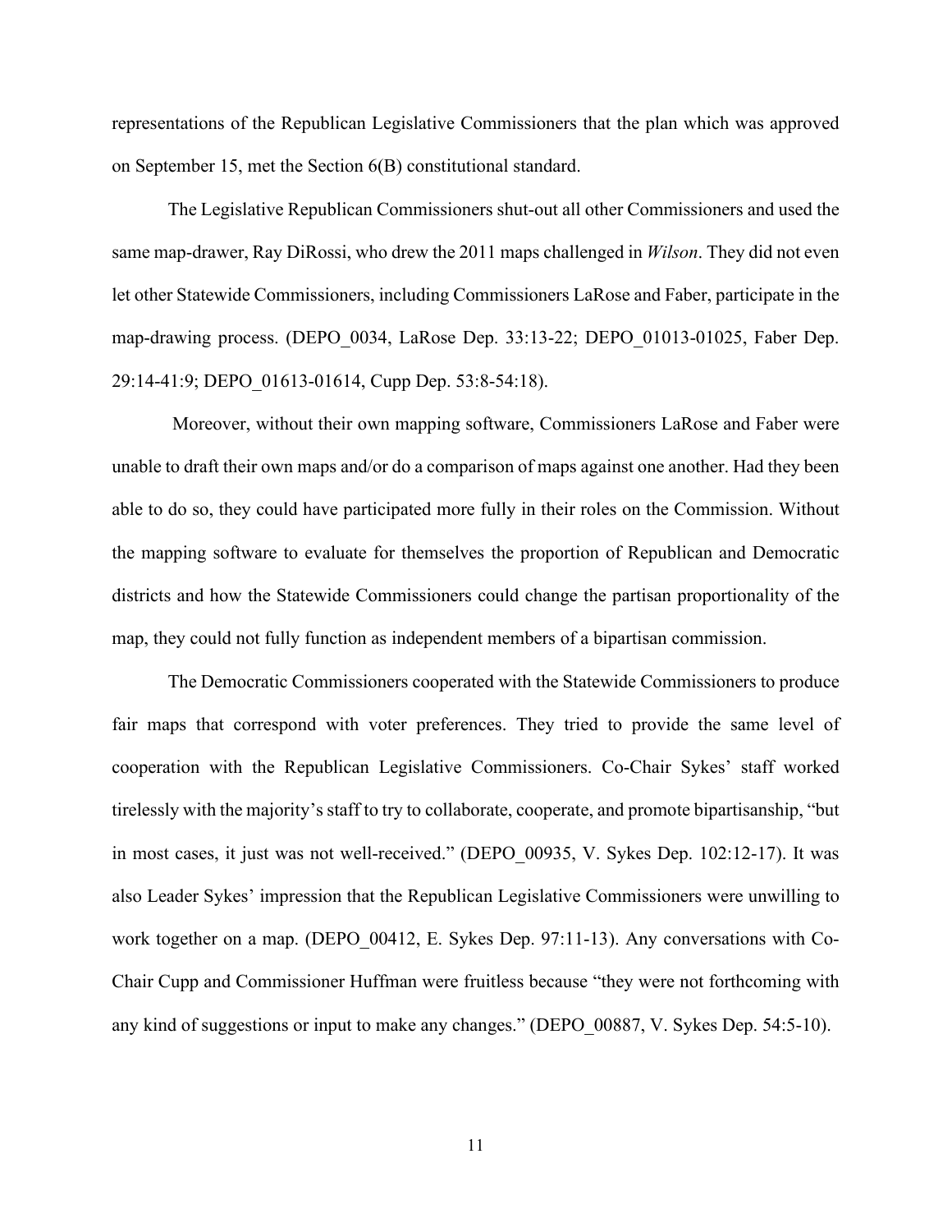representations of the Republican Legislative Commissioners that the plan which was approved on September 15, met the Section 6(B) constitutional standard.

The Legislative Republican Commissioners shut-out all other Commissioners and used the same map-drawer, Ray DiRossi, who drew the 2011 maps challenged in *Wilson*. They did not even let other Statewide Commissioners, including Commissioners LaRose and Faber, participate in the map-drawing process. (DEPO_0034, LaRose Dep. 33:13-22; DEPO_01013-01025, Faber Dep. 29:14-41:9; DEPO_01613-01614, Cupp Dep. 53:8-54:18).

Moreover, without their own mapping software, Commissioners LaRose and Faber were unable to draft their own maps and/or do a comparison of maps against one another. Had they been able to do so, they could have participated more fully in their roles on the Commission. Without the mapping software to evaluate for themselves the proportion of Republican and Democratic districts and how the Statewide Commissioners could change the partisan proportionality of the map, they could not fully function as independent members of a bipartisan commission.

The Democratic Commissioners cooperated with the Statewide Commissioners to produce fair maps that correspond with voter preferences. They tried to provide the same level of cooperation with the Republican Legislative Commissioners. Co-Chair Sykes' staff worked tirelessly with the majority's staff to try to collaborate, cooperate, and promote bipartisanship, "but in most cases, it just was not well-received." (DEPO_00935, V. Sykes Dep. 102:12-17). It was also Leader Sykes' impression that the Republican Legislative Commissioners were unwilling to work together on a map. (DEPO_00412, E. Sykes Dep. 97:11-13). Any conversations with Co-Chair Cupp and Commissioner Huffman were fruitless because "they were not forthcoming with any kind of suggestions or input to make any changes." (DEPO_00887, V. Sykes Dep. 54:5-10).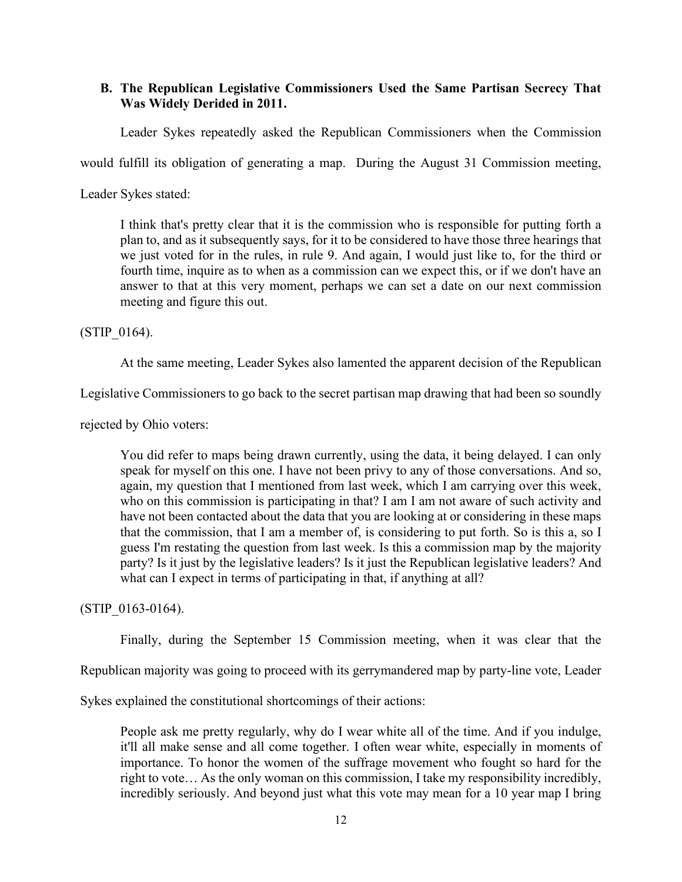### B. The Republican Legislative Commissioners Used the Same Partisan Secrecy That Was Widely Derided in 2011.

Leader Sykes repeatedly asked the Republican Commissioners when the Commission would fulfill its obligation of generating a map. During the August 31 Commission meeting, Leader Sykes stated:

> I think that's pretty clear that it is the commission who is responsible for putting forth a plan to, and as it subsequently says, for it to be considered to have those three hearings that we just voted for in the rules, in rule 9. And again, I would just like to, for the third or fourth time, inquire as to when as a commission can we expect this, or if we don't have an answer to that at this very moment, perhaps we can set a date on our next commission meeting and figure this out.

(STIP_0164).

At the same meeting, Leader Sykes also lamented the apparent decision of the Republican Legislative Commissioners to go back to the secret partisan map drawing that had been so soundly rejected by Ohio voters:

> You did refer to maps being drawn currently, using the data, it being delayed. I can only speak for myself on this one. I have not been privy to any of those conversations. And so, again, my question that I mentioned from last week, which I am carrying over this week, who on this commission is participating in that? I am I am not aware of such activity and have not been contacted about the data that you are looking at or considering in these maps that the commission, that I am a member of, is considering to put forth. So is this a, so I guess I'm restating the question from last week. Is this a commission map by the majority party? Is it just by the legislative leaders? Is it just the Republican legislative leaders? And what can I expect in terms of participating in that, if anything at all?

(STIP_0163-0164).

Finally, during the September 15 Commission meeting, when it was clear that the Republican majority was going to proceed with its gerrymandered map by party-line vote, Leader Sykes explained the constitutional shortcomings of their actions:

> People ask me pretty regularly, why do I wear white all of the time. And if you indulge, it'll all make sense and all come together. I often wear white, especially in moments of importance. To honor the women of the suffrage movement who fought so hard for the right to vote… As the only woman on this commission, I take my responsibility incredibly, incredibly seriously. And beyond just what this vote may mean for a 10 year map I bring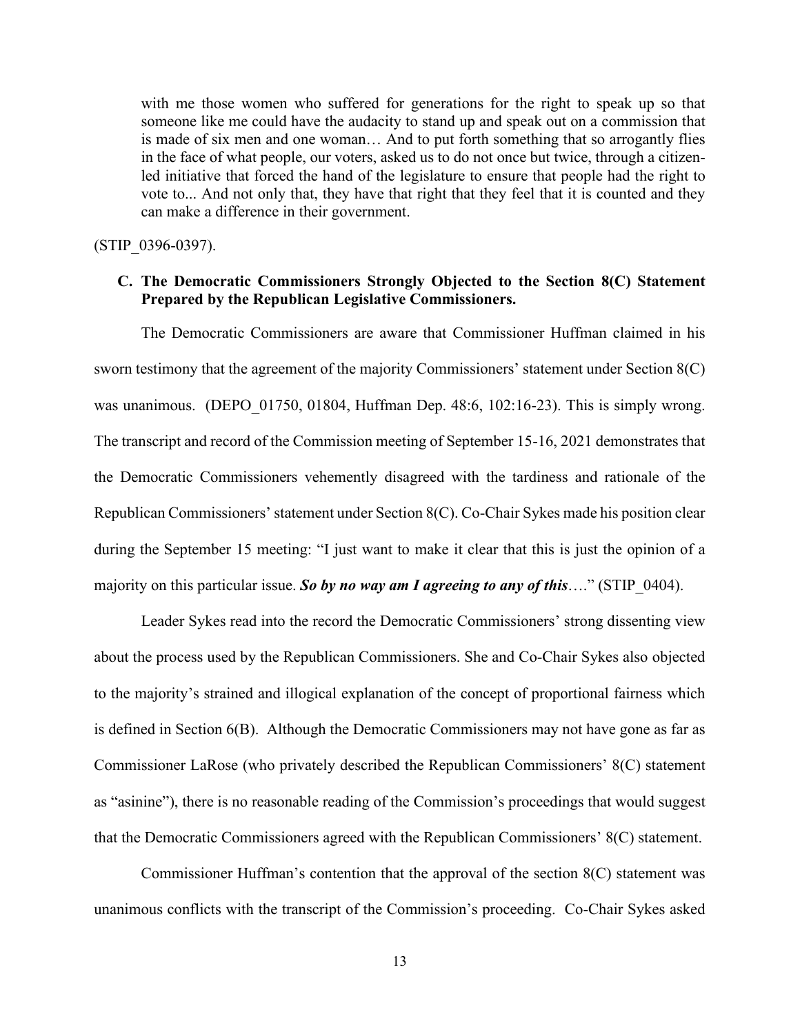> with me those women who suffered for generations for the right to speak up so that someone like me could have the audacity to stand up and speak out on a commission that is made of six men and one woman… And to put forth something that so arrogantly flies in the face of what people, our voters, asked us to do not once but twice, through a citizen-led initiative that forced the hand of the legislature to ensure that people had the right to vote to... And not only that, they have that right that they feel that it is counted and they can make a difference in their government.

(STIP_0396-0397).

### C. The Democratic Commissioners Strongly Objected to the Section 8(C) Statement Prepared by the Republican Legislative Commissioners.

The Democratic Commissioners are aware that Commissioner Huffman claimed in his sworn testimony that the agreement of the majority Commissioners' statement under Section 8(C) was unanimous. (DEPO_01750, 01804, Huffman Dep. 48:6, 102:16-23). This is simply wrong. The transcript and record of the Commission meeting of September 15-16, 2021 demonstrates that the Democratic Commissioners vehemently disagreed with the tardiness and rationale of the Republican Commissioners' statement under Section 8(C). Co-Chair Sykes made his position clear during the September 15 meeting: "I just want to make it clear that this is just the opinion of a majority on this particular issue. ***So by no way am I agreeing to any of this***…." (STIP_0404).

Leader Sykes read into the record the Democratic Commissioners' strong dissenting view about the process used by the Republican Commissioners. She and Co-Chair Sykes also objected to the majority's strained and illogical explanation of the concept of proportional fairness which is defined in Section 6(B). Although the Democratic Commissioners may not have gone as far as Commissioner LaRose (who privately described the Republican Commissioners' 8(C) statement as "asinine"), there is no reasonable reading of the Commission's proceedings that would suggest that the Democratic Commissioners agreed with the Republican Commissioners' 8(C) statement.

Commissioner Huffman's contention that the approval of the section 8(C) statement was unanimous conflicts with the transcript of the Commission's proceeding. Co-Chair Sykes asked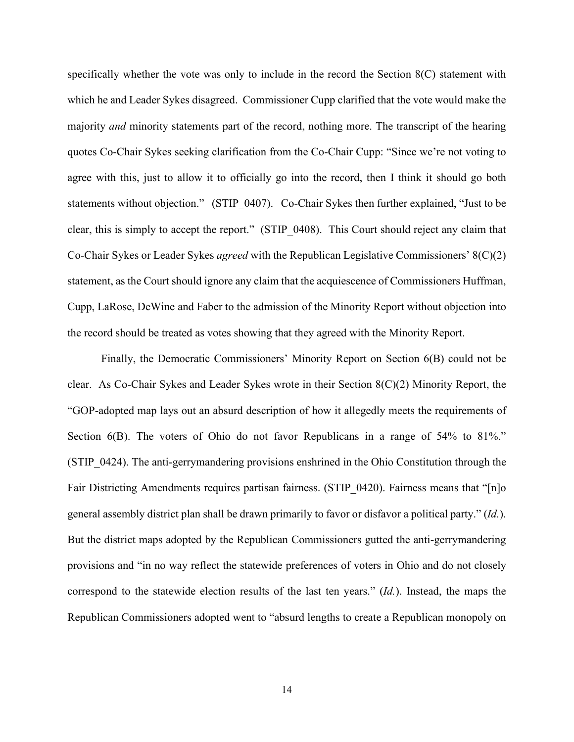specifically whether the vote was only to include in the record the Section 8(C) statement with which he and Leader Sykes disagreed. Commissioner Cupp clarified that the vote would make the majority *and* minority statements part of the record, nothing more. The transcript of the hearing quotes Co-Chair Sykes seeking clarification from the Co-Chair Cupp: "Since we're not voting to agree with this, just to allow it to officially go into the record, then I think it should go both statements without objection." (STIP_0407). Co-Chair Sykes then further explained, "Just to be clear, this is simply to accept the report." (STIP_0408). This Court should reject any claim that Co-Chair Sykes or Leader Sykes *agreed* with the Republican Legislative Commissioners' 8(C)(2) statement, as the Court should ignore any claim that the acquiescence of Commissioners Huffman, Cupp, LaRose, DeWine and Faber to the admission of the Minority Report without objection into the record should be treated as votes showing that they agreed with the Minority Report.

Finally, the Democratic Commissioners' Minority Report on Section 6(B) could not be clear. As Co-Chair Sykes and Leader Sykes wrote in their Section 8(C)(2) Minority Report, the "GOP-adopted map lays out an absurd description of how it allegedly meets the requirements of Section 6(B). The voters of Ohio do not favor Republicans in a range of 54% to 81%." (STIP_0424). The anti-gerrymandering provisions enshrined in the Ohio Constitution through the Fair Districting Amendments requires partisan fairness. (STIP_0420). Fairness means that "[n]o general assembly district plan shall be drawn primarily to favor or disfavor a political party." (*Id.*). But the district maps adopted by the Republican Commissioners gutted the anti-gerrymandering provisions and "in no way reflect the statewide preferences of voters in Ohio and do not closely correspond to the statewide election results of the last ten years." (*Id.*). Instead, the maps the Republican Commissioners adopted went to "absurd lengths to create a Republican monopoly on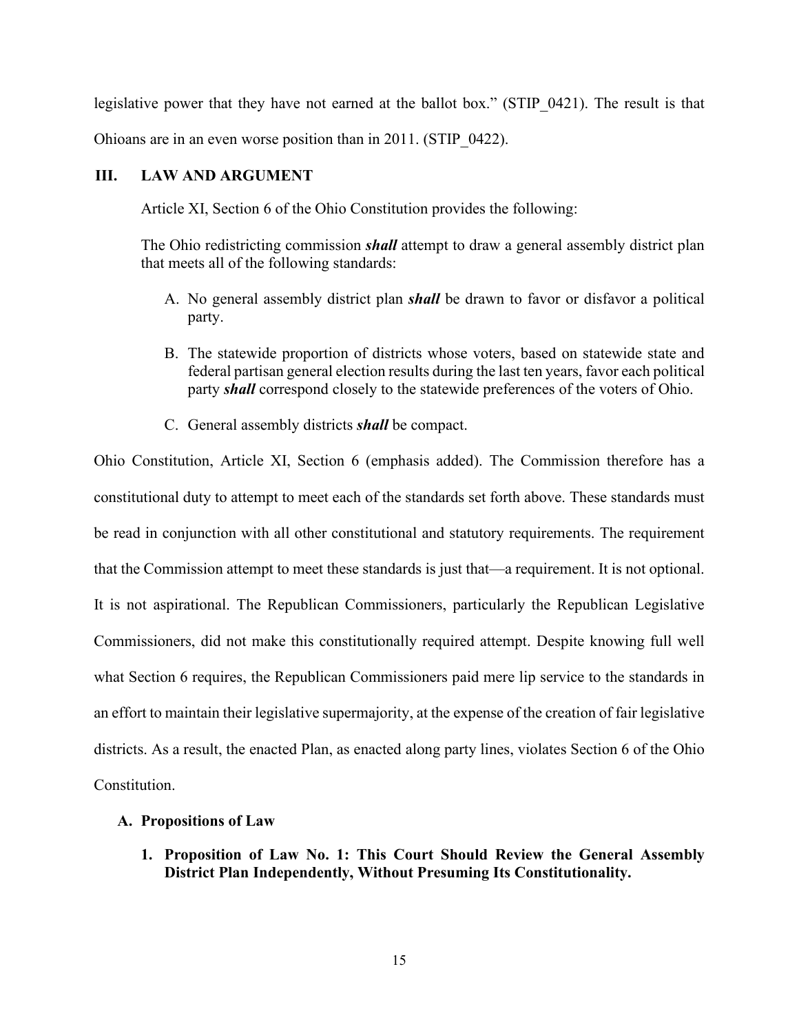legislative power that they have not earned at the ballot box." (STIP_0421). The result is that Ohioans are in an even worse position than in 2011. (STIP_0422).

## III. LAW AND ARGUMENT

Article XI, Section 6 of the Ohio Constitution provides the following:

> The Ohio redistricting commission ***shall*** attempt to draw a general assembly district plan that meets all of the following standards:
>
> A. No general assembly district plan ***shall*** be drawn to favor or disfavor a political party.
>
> B. The statewide proportion of districts whose voters, based on statewide state and federal partisan general election results during the last ten years, favor each political party ***shall*** correspond closely to the statewide preferences of the voters of Ohio.
>
> C. General assembly districts ***shall*** be compact.

Ohio Constitution, Article XI, Section 6 (emphasis added). The Commission therefore has a constitutional duty to attempt to meet each of the standards set forth above. These standards must be read in conjunction with all other constitutional and statutory requirements. The requirement that the Commission attempt to meet these standards is just that—a requirement. It is not optional. It is not aspirational. The Republican Commissioners, particularly the Republican Legislative Commissioners, did not make this constitutionally required attempt. Despite knowing full well what Section 6 requires, the Republican Commissioners paid mere lip service to the standards in an effort to maintain their legislative supermajority, at the expense of the creation of fair legislative districts. As a result, the enacted Plan, as enacted along party lines, violates Section 6 of the Ohio Constitution.

### A. Propositions of Law

#### 1. Proposition of Law No. 1: This Court Should Review the General Assembly District Plan Independently, Without Presuming Its Constitutionality.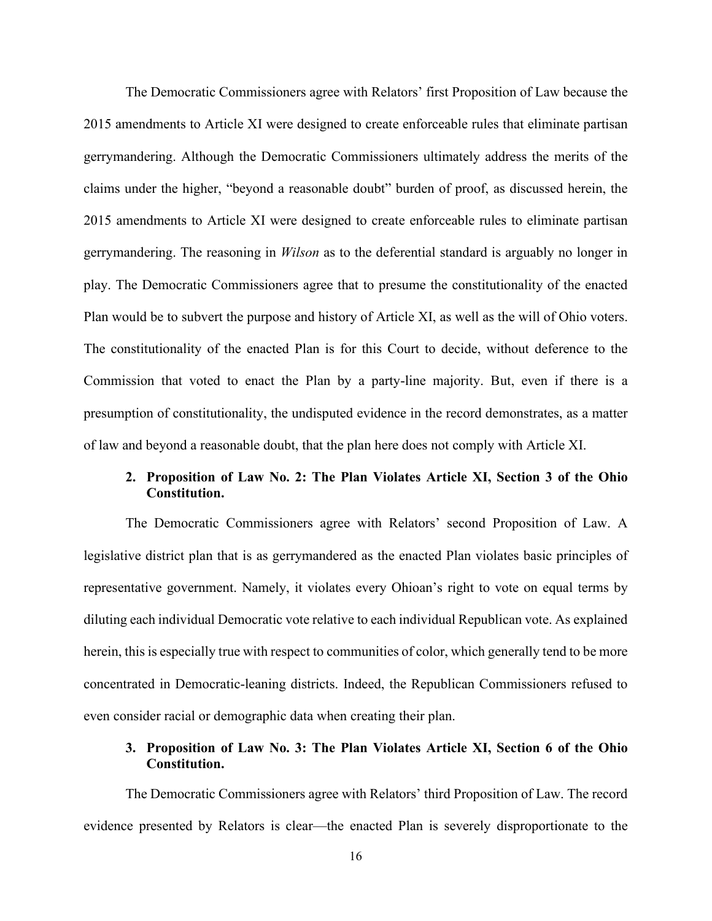The Democratic Commissioners agree with Relators' first Proposition of Law because the 2015 amendments to Article XI were designed to create enforceable rules that eliminate partisan gerrymandering. Although the Democratic Commissioners ultimately address the merits of the claims under the higher, "beyond a reasonable doubt" burden of proof, as discussed herein, the 2015 amendments to Article XI were designed to create enforceable rules to eliminate partisan gerrymandering. The reasoning in *Wilson* as to the deferential standard is arguably no longer in play. The Democratic Commissioners agree that to presume the constitutionality of the enacted Plan would be to subvert the purpose and history of Article XI, as well as the will of Ohio voters. The constitutionality of the enacted Plan is for this Court to decide, without deference to the Commission that voted to enact the Plan by a party-line majority. But, even if there is a presumption of constitutionality, the undisputed evidence in the record demonstrates, as a matter of law and beyond a reasonable doubt, that the plan here does not comply with Article XI.

### 2. Proposition of Law No. 2: The Plan Violates Article XI, Section 3 of the Ohio Constitution.

The Democratic Commissioners agree with Relators' second Proposition of Law. A legislative district plan that is as gerrymandered as the enacted Plan violates basic principles of representative government. Namely, it violates every Ohioan's right to vote on equal terms by diluting each individual Democratic vote relative to each individual Republican vote. As explained herein, this is especially true with respect to communities of color, which generally tend to be more concentrated in Democratic-leaning districts. Indeed, the Republican Commissioners refused to even consider racial or demographic data when creating their plan.

### 3. Proposition of Law No. 3: The Plan Violates Article XI, Section 6 of the Ohio Constitution.

The Democratic Commissioners agree with Relators' third Proposition of Law. The record evidence presented by Relators is clear—the enacted Plan is severely disproportionate to the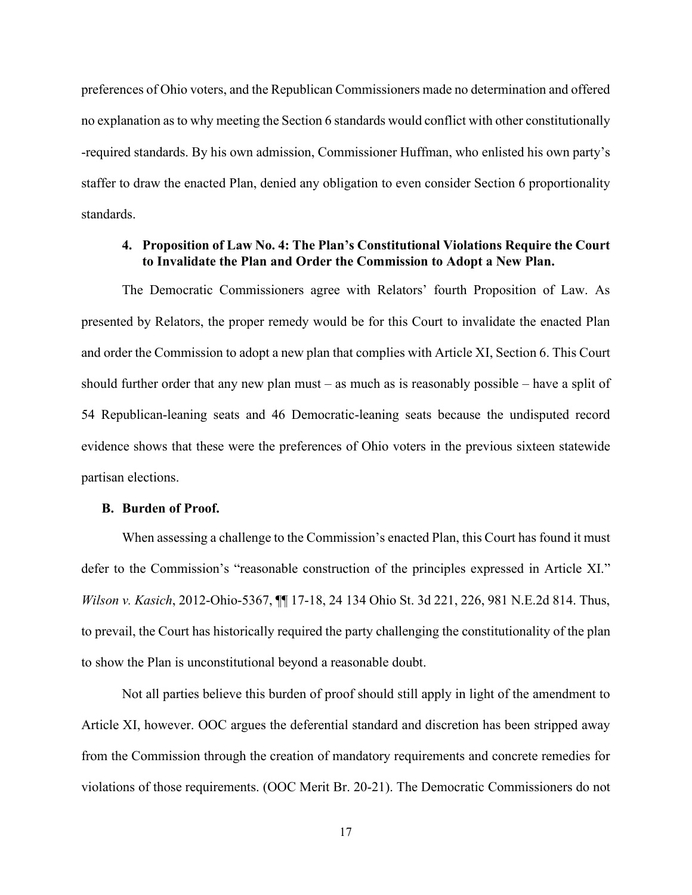preferences of Ohio voters, and the Republican Commissioners made no determination and offered no explanation as to why meeting the Section 6 standards would conflict with other constitutionally -required standards. By his own admission, Commissioner Huffman, who enlisted his own party's staffer to draw the enacted Plan, denied any obligation to even consider Section 6 proportionality standards.

#### 4. Proposition of Law No. 4: The Plan's Constitutional Violations Require the Court to Invalidate the Plan and Order the Commission to Adopt a New Plan.

The Democratic Commissioners agree with Relators' fourth Proposition of Law. As presented by Relators, the proper remedy would be for this Court to invalidate the enacted Plan and order the Commission to adopt a new plan that complies with Article XI, Section 6. This Court should further order that any new plan must – as much as is reasonably possible – have a split of 54 Republican-leaning seats and 46 Democratic-leaning seats because the undisputed record evidence shows that these were the preferences of Ohio voters in the previous sixteen statewide partisan elections.

### B. Burden of Proof.

When assessing a challenge to the Commission's enacted Plan, this Court has found it must defer to the Commission's "reasonable construction of the principles expressed in Article XI." *Wilson v. Kasich*, 2012-Ohio-5367, ¶¶ 17-18, 24 134 Ohio St. 3d 221, 226, 981 N.E.2d 814. Thus, to prevail, the Court has historically required the party challenging the constitutionality of the plan to show the Plan is unconstitutional beyond a reasonable doubt.

Not all parties believe this burden of proof should still apply in light of the amendment to Article XI, however. OOC argues the deferential standard and discretion has been stripped away from the Commission through the creation of mandatory requirements and concrete remedies for violations of those requirements. (OOC Merit Br. 20-21). The Democratic Commissioners do not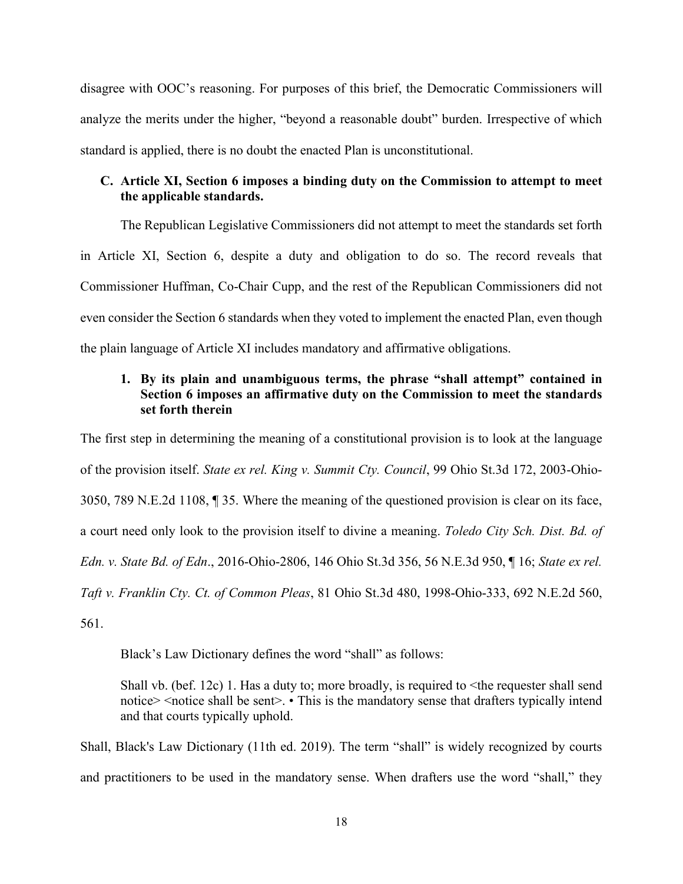disagree with OOC's reasoning. For purposes of this brief, the Democratic Commissioners will analyze the merits under the higher, "beyond a reasonable doubt" burden. Irrespective of which standard is applied, there is no doubt the enacted Plan is unconstitutional.

### C. Article XI, Section 6 imposes a binding duty on the Commission to attempt to meet the applicable standards.

The Republican Legislative Commissioners did not attempt to meet the standards set forth in Article XI, Section 6, despite a duty and obligation to do so. The record reveals that Commissioner Huffman, Co-Chair Cupp, and the rest of the Republican Commissioners did not even consider the Section 6 standards when they voted to implement the enacted Plan, even though the plain language of Article XI includes mandatory and affirmative obligations.

#### 1. By its plain and unambiguous terms, the phrase "shall attempt" contained in Section 6 imposes an affirmative duty on the Commission to meet the standards set forth therein

The first step in determining the meaning of a constitutional provision is to look at the language of the provision itself. *State ex rel. King v. Summit Cty. Council*, 99 Ohio St.3d 172, 2003-Ohio-3050, 789 N.E.2d 1108, ¶ 35. Where the meaning of the questioned provision is clear on its face, a court need only look to the provision itself to divine a meaning. *Toledo City Sch. Dist. Bd. of Edn. v. State Bd. of Edn*., 2016-Ohio-2806, 146 Ohio St.3d 356, 56 N.E.3d 950, ¶ 16; *State ex rel. Taft v. Franklin Cty. Ct. of Common Pleas*, 81 Ohio St.3d 480, 1998-Ohio-333, 692 N.E.2d 560, 561.

Black's Law Dictionary defines the word "shall" as follows:

> Shall vb. (bef. 12c) 1. Has a duty to; more broadly, is required to <the requester shall send notice> <notice shall be sent>. • This is the mandatory sense that drafters typically intend and that courts typically uphold.

Shall, Black's Law Dictionary (11th ed. 2019). The term "shall" is widely recognized by courts and practitioners to be used in the mandatory sense. When drafters use the word "shall," they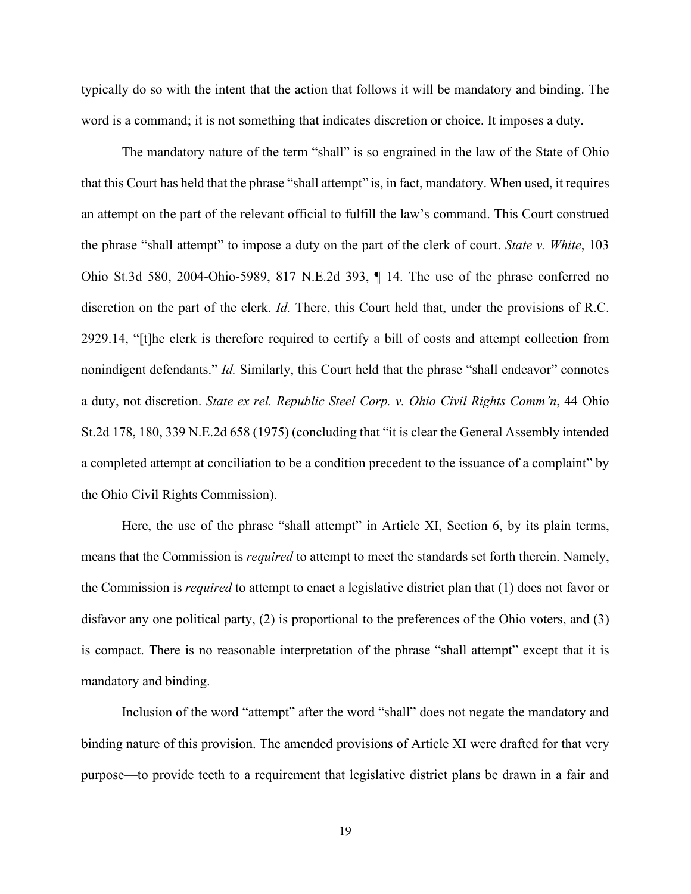typically do so with the intent that the action that follows it will be mandatory and binding. The word is a command; it is not something that indicates discretion or choice. It imposes a duty.

The mandatory nature of the term "shall" is so engrained in the law of the State of Ohio that this Court has held that the phrase "shall attempt" is, in fact, mandatory. When used, it requires an attempt on the part of the relevant official to fulfill the law's command. This Court construed the phrase "shall attempt" to impose a duty on the part of the clerk of court. *State v. White*, 103 Ohio St.3d 580, 2004-Ohio-5989, 817 N.E.2d 393, ¶ 14. The use of the phrase conferred no discretion on the part of the clerk. *Id.* There, this Court held that, under the provisions of R.C. 2929.14, "[t]he clerk is therefore required to certify a bill of costs and attempt collection from nonindigent defendants." *Id.* Similarly, this Court held that the phrase "shall endeavor" connotes a duty, not discretion. *State ex rel. Republic Steel Corp. v. Ohio Civil Rights Comm'n*, 44 Ohio St.2d 178, 180, 339 N.E.2d 658 (1975) (concluding that "it is clear the General Assembly intended a completed attempt at conciliation to be a condition precedent to the issuance of a complaint" by the Ohio Civil Rights Commission).

Here, the use of the phrase "shall attempt" in Article XI, Section 6, by its plain terms, means that the Commission is *required* to attempt to meet the standards set forth therein. Namely, the Commission is *required* to attempt to enact a legislative district plan that (1) does not favor or disfavor any one political party, (2) is proportional to the preferences of the Ohio voters, and (3) is compact. There is no reasonable interpretation of the phrase "shall attempt" except that it is mandatory and binding.

Inclusion of the word "attempt" after the word "shall" does not negate the mandatory and binding nature of this provision. The amended provisions of Article XI were drafted for that very purpose—to provide teeth to a requirement that legislative district plans be drawn in a fair and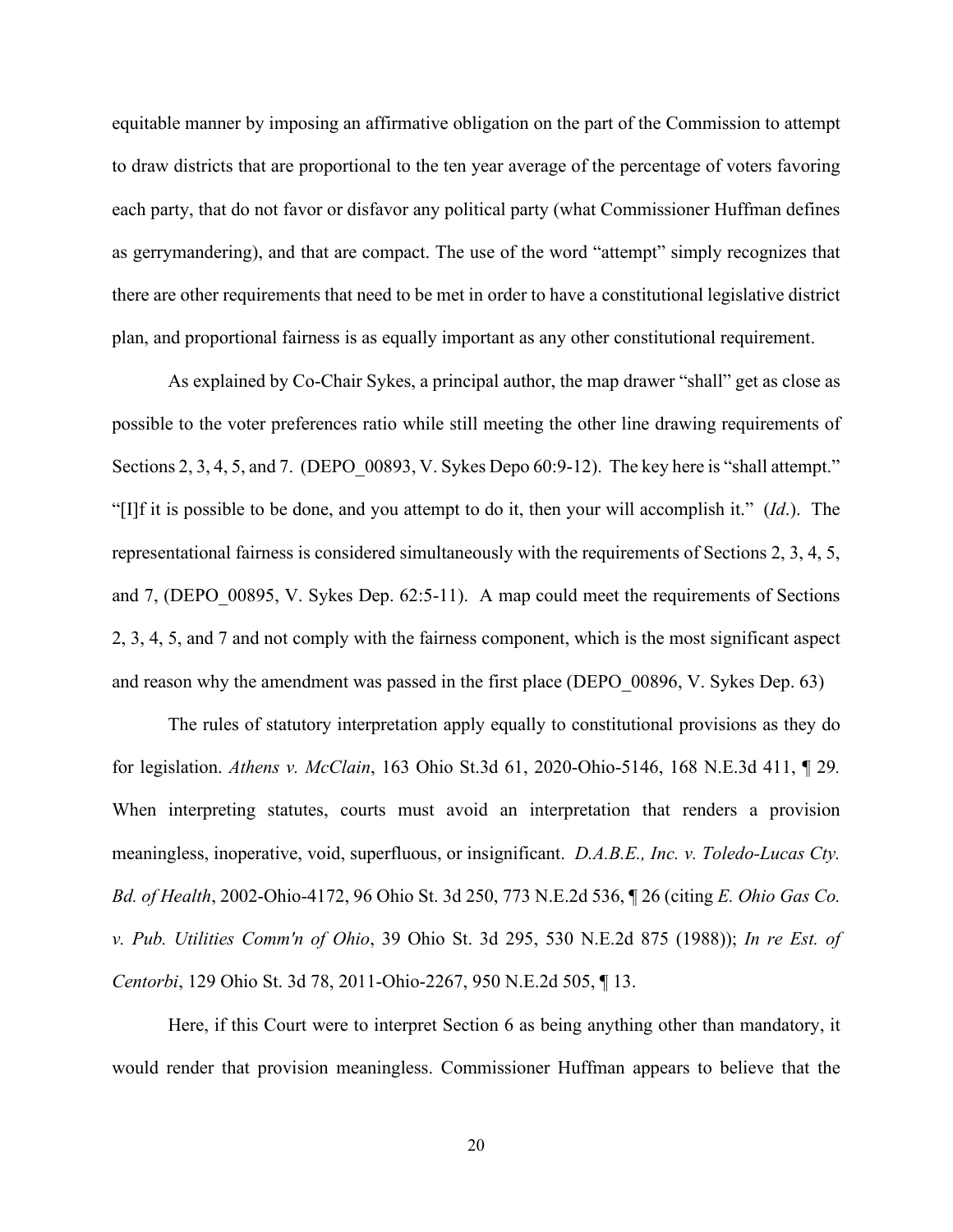equitable manner by imposing an affirmative obligation on the part of the Commission to attempt to draw districts that are proportional to the ten year average of the percentage of voters favoring each party, that do not favor or disfavor any political party (what Commissioner Huffman defines as gerrymandering), and that are compact. The use of the word "attempt" simply recognizes that there are other requirements that need to be met in order to have a constitutional legislative district plan, and proportional fairness is as equally important as any other constitutional requirement.

As explained by Co-Chair Sykes, a principal author, the map drawer "shall" get as close as possible to the voter preferences ratio while still meeting the other line drawing requirements of Sections 2, 3, 4, 5, and 7. (DEPO_00893, V. Sykes Depo 60:9-12). The key here is "shall attempt." "[I]f it is possible to be done, and you attempt to do it, then your will accomplish it." (*Id*.). The representational fairness is considered simultaneously with the requirements of Sections 2, 3, 4, 5, and 7, (DEPO_00895, V. Sykes Dep. 62:5-11). A map could meet the requirements of Sections 2, 3, 4, 5, and 7 and not comply with the fairness component, which is the most significant aspect and reason why the amendment was passed in the first place (DEPO_00896, V. Sykes Dep. 63)

The rules of statutory interpretation apply equally to constitutional provisions as they do for legislation. *Athens v. McClain*, 163 Ohio St.3d 61, 2020-Ohio-5146, 168 N.E.3d 411, ¶ 29. When interpreting statutes, courts must avoid an interpretation that renders a provision meaningless, inoperative, void, superfluous, or insignificant. *D.A.B.E., Inc. v. Toledo-Lucas Cty. Bd. of Health*, 2002-Ohio-4172, 96 Ohio St. 3d 250, 773 N.E.2d 536, ¶ 26 (citing *E. Ohio Gas Co. v. Pub. Utilities Comm'n of Ohio*, 39 Ohio St. 3d 295, 530 N.E.2d 875 (1988)); *In re Est. of Centorbi*, 129 Ohio St. 3d 78, 2011-Ohio-2267, 950 N.E.2d 505, ¶ 13.

Here, if this Court were to interpret Section 6 as being anything other than mandatory, it would render that provision meaningless. Commissioner Huffman appears to believe that the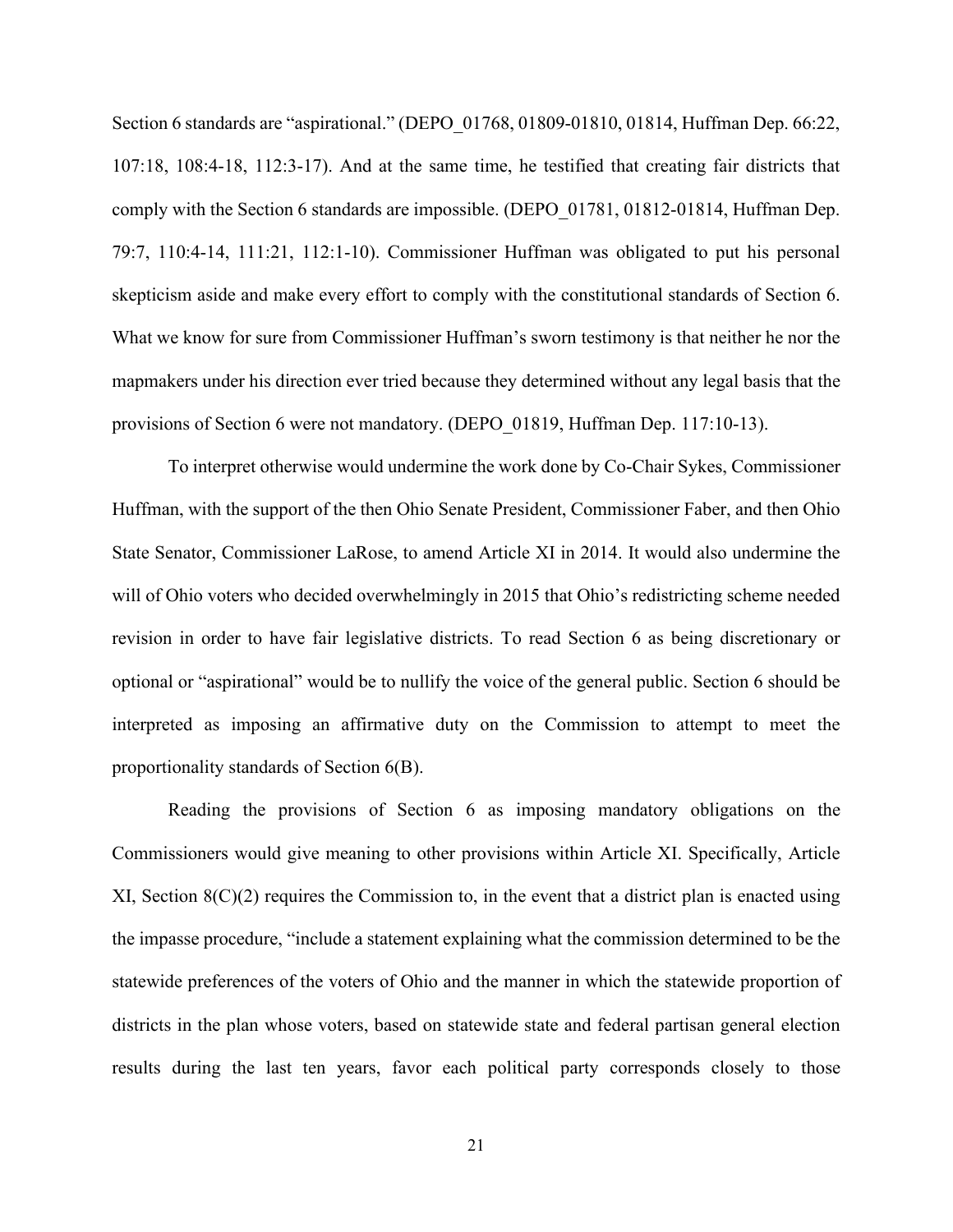Section 6 standards are "aspirational." (DEPO_01768, 01809-01810, 01814, Huffman Dep. 66:22, 107:18, 108:4-18, 112:3-17). And at the same time, he testified that creating fair districts that comply with the Section 6 standards are impossible. (DEPO_01781, 01812-01814, Huffman Dep. 79:7, 110:4-14, 111:21, 112:1-10). Commissioner Huffman was obligated to put his personal skepticism aside and make every effort to comply with the constitutional standards of Section 6. What we know for sure from Commissioner Huffman's sworn testimony is that neither he nor the mapmakers under his direction ever tried because they determined without any legal basis that the provisions of Section 6 were not mandatory. (DEPO_01819, Huffman Dep. 117:10-13).

To interpret otherwise would undermine the work done by Co-Chair Sykes, Commissioner Huffman, with the support of the then Ohio Senate President, Commissioner Faber, and then Ohio State Senator, Commissioner LaRose, to amend Article XI in 2014. It would also undermine the will of Ohio voters who decided overwhelmingly in 2015 that Ohio's redistricting scheme needed revision in order to have fair legislative districts. To read Section 6 as being discretionary or optional or "aspirational" would be to nullify the voice of the general public. Section 6 should be interpreted as imposing an affirmative duty on the Commission to attempt to meet the proportionality standards of Section 6(B).

Reading the provisions of Section 6 as imposing mandatory obligations on the Commissioners would give meaning to other provisions within Article XI. Specifically, Article XI, Section 8(C)(2) requires the Commission to, in the event that a district plan is enacted using the impasse procedure, "include a statement explaining what the commission determined to be the statewide preferences of the voters of Ohio and the manner in which the statewide proportion of districts in the plan whose voters, based on statewide state and federal partisan general election results during the last ten years, favor each political party corresponds closely to those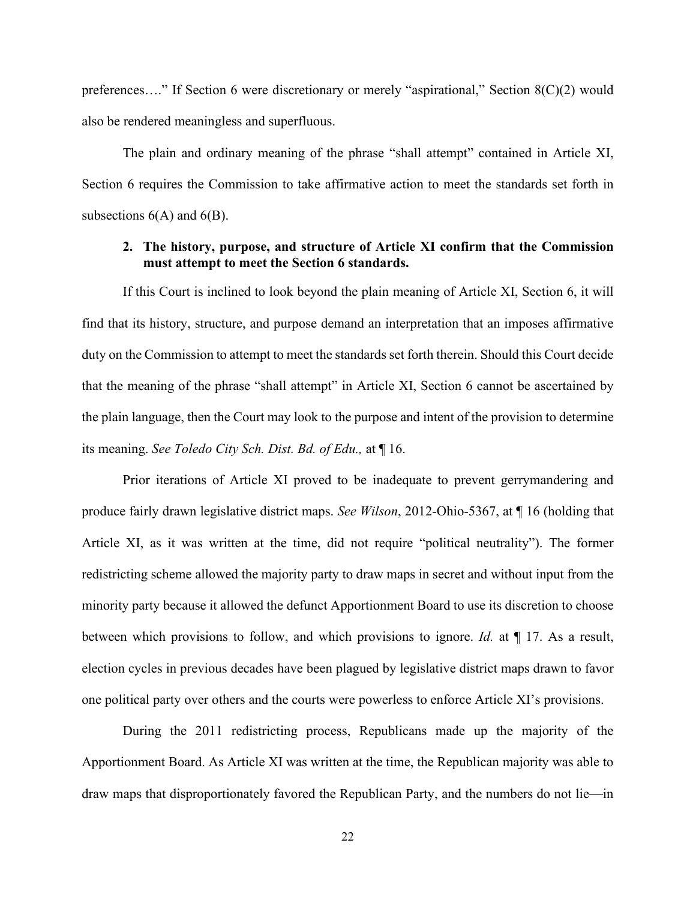preferences…." If Section 6 were discretionary or merely "aspirational," Section 8(C)(2) would also be rendered meaningless and superfluous.

The plain and ordinary meaning of the phrase "shall attempt" contained in Article XI, Section 6 requires the Commission to take affirmative action to meet the standards set forth in subsections 6(A) and 6(B).

**2. The history, purpose, and structure of Article XI confirm that the Commission must attempt to meet the Section 6 standards.**

If this Court is inclined to look beyond the plain meaning of Article XI, Section 6, it will find that its history, structure, and purpose demand an interpretation that an imposes affirmative duty on the Commission to attempt to meet the standards set forth therein. Should this Court decide that the meaning of the phrase "shall attempt" in Article XI, Section 6 cannot be ascertained by the plain language, then the Court may look to the purpose and intent of the provision to determine its meaning. *See Toledo City Sch. Dist. Bd. of Edu.,* at ¶ 16.

Prior iterations of Article XI proved to be inadequate to prevent gerrymandering and produce fairly drawn legislative district maps. *See Wilson*, 2012-Ohio-5367, at ¶ 16 (holding that Article XI, as it was written at the time, did not require "political neutrality"). The former redistricting scheme allowed the majority party to draw maps in secret and without input from the minority party because it allowed the defunct Apportionment Board to use its discretion to choose between which provisions to follow, and which provisions to ignore. *Id.* at ¶ 17. As a result, election cycles in previous decades have been plagued by legislative district maps drawn to favor one political party over others and the courts were powerless to enforce Article XI's provisions.

During the 2011 redistricting process, Republicans made up the majority of the Apportionment Board. As Article XI was written at the time, the Republican majority was able to draw maps that disproportionately favored the Republican Party, and the numbers do not lie—in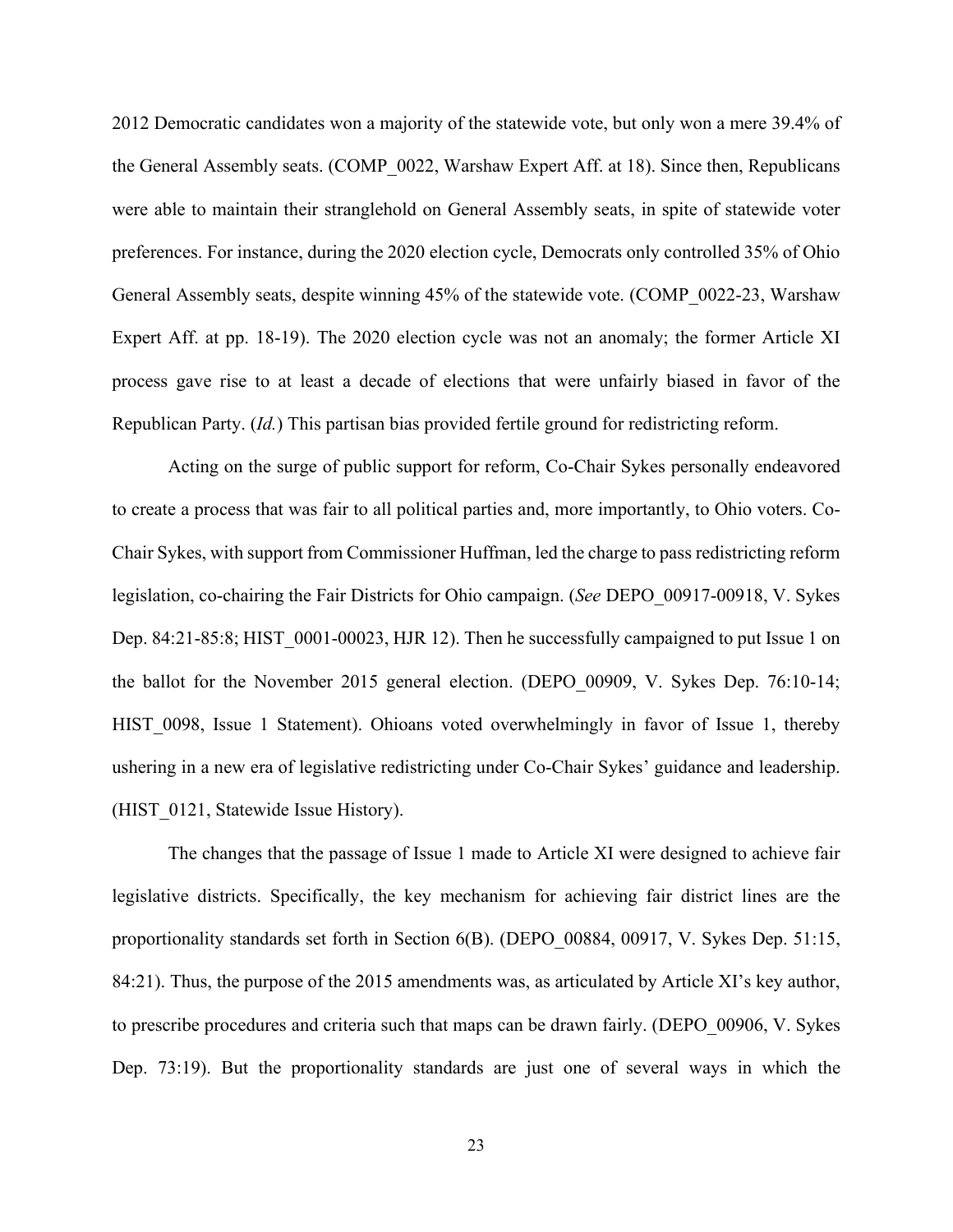2012 Democratic candidates won a majority of the statewide vote, but only won a mere 39.4% of the General Assembly seats. (COMP_0022, Warshaw Expert Aff. at 18). Since then, Republicans were able to maintain their stranglehold on General Assembly seats, in spite of statewide voter preferences. For instance, during the 2020 election cycle, Democrats only controlled 35% of Ohio General Assembly seats, despite winning 45% of the statewide vote. (COMP_0022-23, Warshaw Expert Aff. at pp. 18-19). The 2020 election cycle was not an anomaly; the former Article XI process gave rise to at least a decade of elections that were unfairly biased in favor of the Republican Party. (*Id.*) This partisan bias provided fertile ground for redistricting reform.

Acting on the surge of public support for reform, Co-Chair Sykes personally endeavored to create a process that was fair to all political parties and, more importantly, to Ohio voters. Co-Chair Sykes, with support from Commissioner Huffman, led the charge to pass redistricting reform legislation, co-chairing the Fair Districts for Ohio campaign. (*See* DEPO_00917-00918, V. Sykes Dep. 84:21-85:8; HIST_0001-00023, HJR 12). Then he successfully campaigned to put Issue 1 on the ballot for the November 2015 general election. (DEPO_00909, V. Sykes Dep. 76:10-14; HIST_0098, Issue 1 Statement). Ohioans voted overwhelmingly in favor of Issue 1, thereby ushering in a new era of legislative redistricting under Co-Chair Sykes' guidance and leadership. (HIST_0121, Statewide Issue History).

The changes that the passage of Issue 1 made to Article XI were designed to achieve fair legislative districts. Specifically, the key mechanism for achieving fair district lines are the proportionality standards set forth in Section 6(B). (DEPO_00884, 00917, V. Sykes Dep. 51:15, 84:21). Thus, the purpose of the 2015 amendments was, as articulated by Article XI's key author, to prescribe procedures and criteria such that maps can be drawn fairly. (DEPO_00906, V. Sykes Dep. 73:19). But the proportionality standards are just one of several ways in which the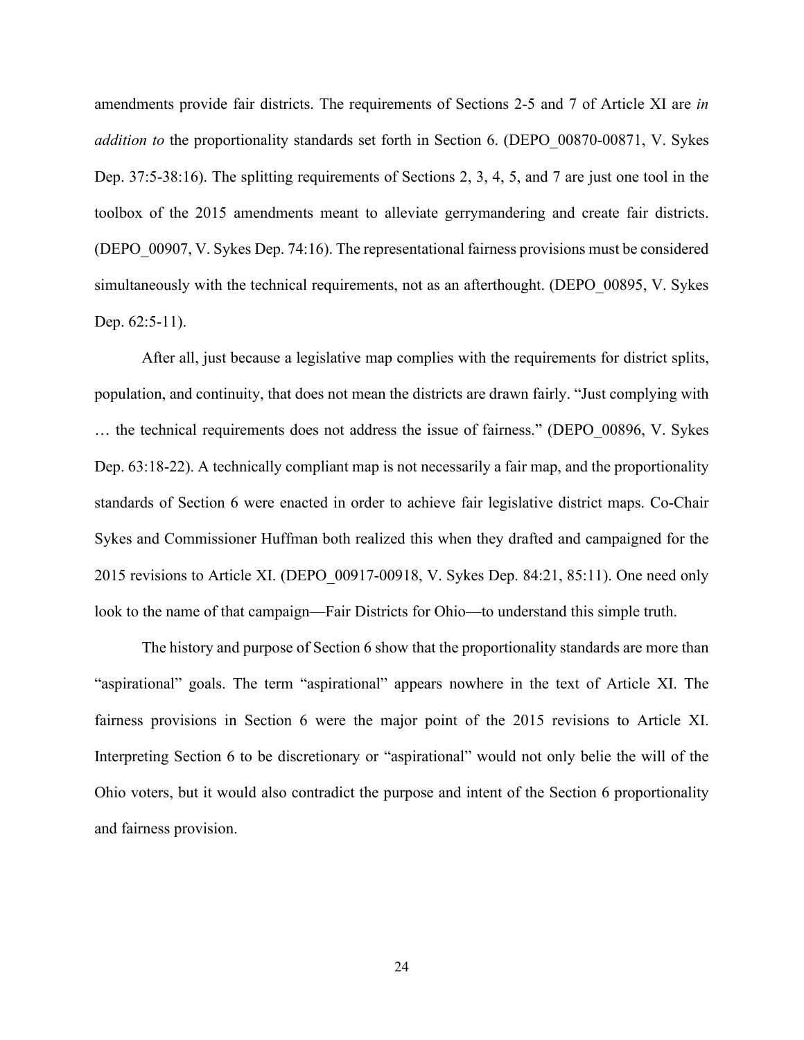amendments provide fair districts. The requirements of Sections 2-5 and 7 of Article XI are *in addition to* the proportionality standards set forth in Section 6. (DEPO_00870-00871, V. Sykes Dep. 37:5-38:16). The splitting requirements of Sections 2, 3, 4, 5, and 7 are just one tool in the toolbox of the 2015 amendments meant to alleviate gerrymandering and create fair districts. (DEPO_00907, V. Sykes Dep. 74:16). The representational fairness provisions must be considered simultaneously with the technical requirements, not as an afterthought. (DEPO_00895, V. Sykes Dep. 62:5-11).

After all, just because a legislative map complies with the requirements for district splits, population, and continuity, that does not mean the districts are drawn fairly. "Just complying with … the technical requirements does not address the issue of fairness." (DEPO_00896, V. Sykes Dep. 63:18-22). A technically compliant map is not necessarily a fair map, and the proportionality standards of Section 6 were enacted in order to achieve fair legislative district maps. Co-Chair Sykes and Commissioner Huffman both realized this when they drafted and campaigned for the 2015 revisions to Article XI. (DEPO_00917-00918, V. Sykes Dep. 84:21, 85:11). One need only look to the name of that campaign—Fair Districts for Ohio—to understand this simple truth.

The history and purpose of Section 6 show that the proportionality standards are more than "aspirational" goals. The term "aspirational" appears nowhere in the text of Article XI. The fairness provisions in Section 6 were the major point of the 2015 revisions to Article XI. Interpreting Section 6 to be discretionary or "aspirational" would not only belie the will of the Ohio voters, but it would also contradict the purpose and intent of the Section 6 proportionality and fairness provision.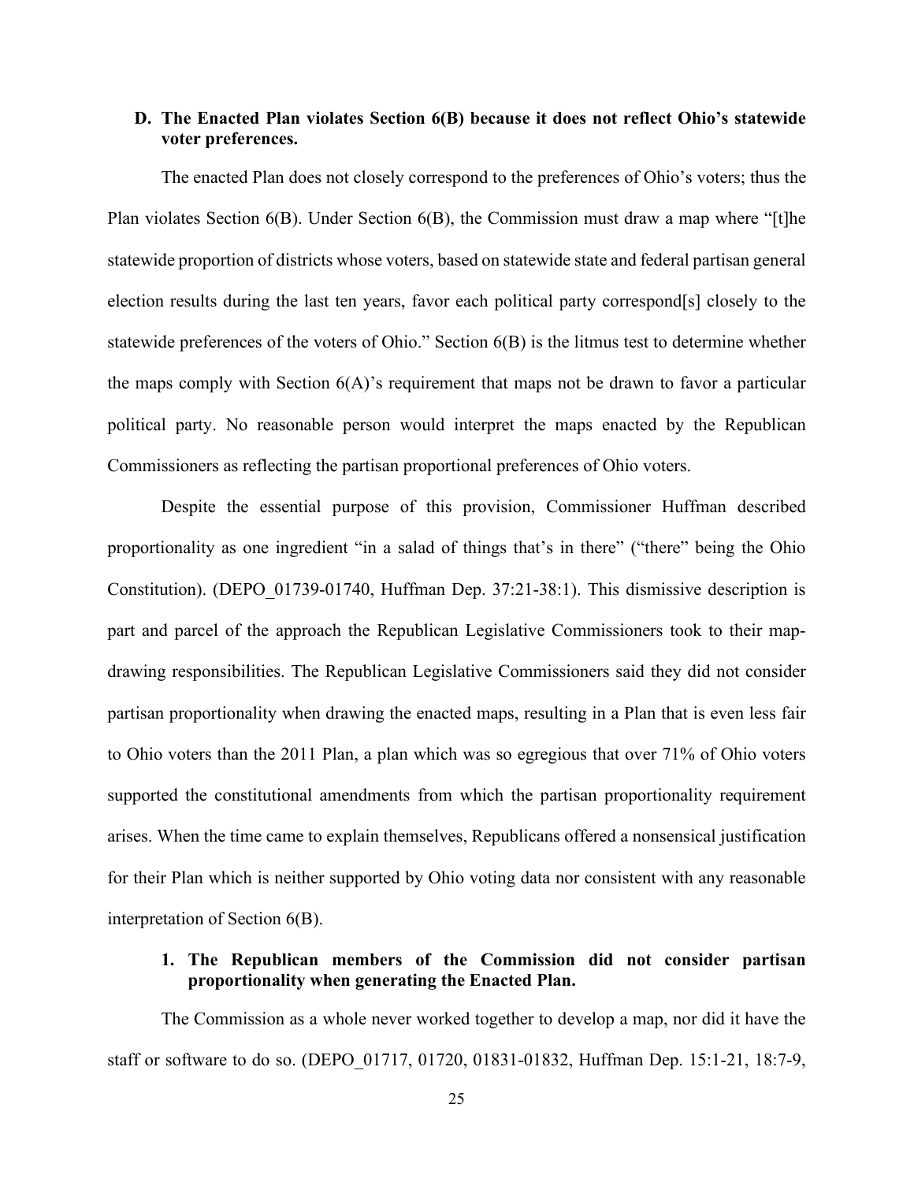### D. The Enacted Plan violates Section 6(B) because it does not reflect Ohio's statewide voter preferences.

The enacted Plan does not closely correspond to the preferences of Ohio's voters; thus the Plan violates Section 6(B). Under Section 6(B), the Commission must draw a map where "[t]he statewide proportion of districts whose voters, based on statewide state and federal partisan general election results during the last ten years, favor each political party correspond[s] closely to the statewide preferences of the voters of Ohio." Section 6(B) is the litmus test to determine whether the maps comply with Section 6(A)'s requirement that maps not be drawn to favor a particular political party. No reasonable person would interpret the maps enacted by the Republican Commissioners as reflecting the partisan proportional preferences of Ohio voters.

Despite the essential purpose of this provision, Commissioner Huffman described proportionality as one ingredient "in a salad of things that's in there" ("there" being the Ohio Constitution). (DEPO_01739-01740, Huffman Dep. 37:21-38:1). This dismissive description is part and parcel of the approach the Republican Legislative Commissioners took to their map-drawing responsibilities. The Republican Legislative Commissioners said they did not consider partisan proportionality when drawing the enacted maps, resulting in a Plan that is even less fair to Ohio voters than the 2011 Plan, a plan which was so egregious that over 71% of Ohio voters supported the constitutional amendments from which the partisan proportionality requirement arises. When the time came to explain themselves, Republicans offered a nonsensical justification for their Plan which is neither supported by Ohio voting data nor consistent with any reasonable interpretation of Section 6(B).

#### 1. The Republican members of the Commission did not consider partisan proportionality when generating the Enacted Plan.

The Commission as a whole never worked together to develop a map, nor did it have the staff or software to do so. (DEPO_01717, 01720, 01831-01832, Huffman Dep. 15:1-21, 18:7-9,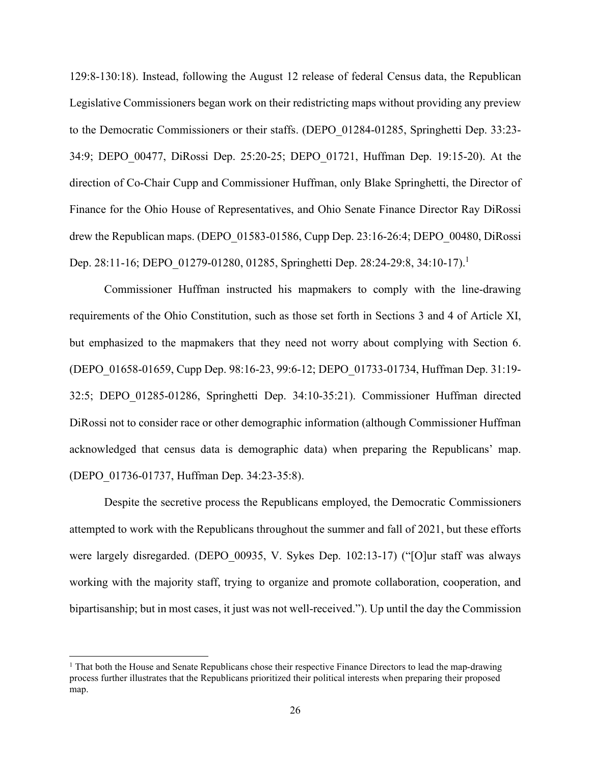129:8-130:18). Instead, following the August 12 release of federal Census data, the Republican Legislative Commissioners began work on their redistricting maps without providing any preview to the Democratic Commissioners or their staffs. (DEPO_01284-01285, Springhetti Dep. 33:23-34:9; DEPO_00477, DiRossi Dep. 25:20-25; DEPO_01721, Huffman Dep. 19:15-20). At the direction of Co-Chair Cupp and Commissioner Huffman, only Blake Springhetti, the Director of Finance for the Ohio House of Representatives, and Ohio Senate Finance Director Ray DiRossi drew the Republican maps. (DEPO_01583-01586, Cupp Dep. 23:16-26:4; DEPO_00480, DiRossi Dep. 28:11-16; DEPO_01279-01280, 01285, Springhetti Dep. 28:24-29:8, 34:10-17).[1]

Commissioner Huffman instructed his mapmakers to comply with the line-drawing requirements of the Ohio Constitution, such as those set forth in Sections 3 and 4 of Article XI, but emphasized to the mapmakers that they need not worry about complying with Section 6. (DEPO_01658-01659, Cupp Dep. 98:16-23, 99:6-12; DEPO_01733-01734, Huffman Dep. 31:19-32:5; DEPO_01285-01286, Springhetti Dep. 34:10-35:21). Commissioner Huffman directed DiRossi not to consider race or other demographic information (although Commissioner Huffman acknowledged that census data is demographic data) when preparing the Republicans' map. (DEPO_01736-01737, Huffman Dep. 34:23-35:8).

Despite the secretive process the Republicans employed, the Democratic Commissioners attempted to work with the Republicans throughout the summer and fall of 2021, but these efforts were largely disregarded. (DEPO_00935, V. Sykes Dep. 102:13-17) ("[O]ur staff was always working with the majority staff, trying to organize and promote collaboration, cooperation, and bipartisanship; but in most cases, it just was not well-received."). Up until the day the Commission

[1] That both the House and Senate Republicans chose their respective Finance Directors to lead the map-drawing process further illustrates that the Republicans prioritized their political interests when preparing their proposed map.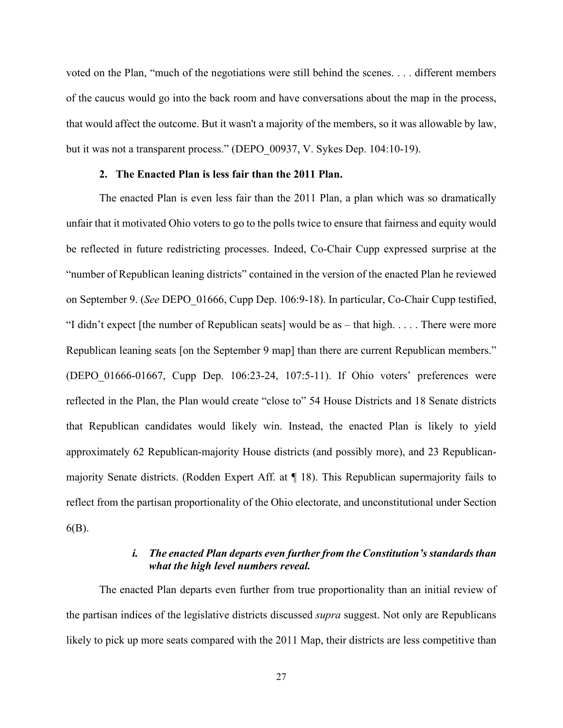voted on the Plan, "much of the negotiations were still behind the scenes. . . . different members of the caucus would go into the back room and have conversations about the map in the process, that would affect the outcome. But it wasn't a majority of the members, so it was allowable by law, but it was not a transparent process." (DEPO_00937, V. Sykes Dep. 104:10-19).

### 2. The Enacted Plan is less fair than the 2011 Plan.

The enacted Plan is even less fair than the 2011 Plan, a plan which was so dramatically unfair that it motivated Ohio voters to go to the polls twice to ensure that fairness and equity would be reflected in future redistricting processes. Indeed, Co-Chair Cupp expressed surprise at the "number of Republican leaning districts" contained in the version of the enacted Plan he reviewed on September 9. (*See* DEPO_01666, Cupp Dep. 106:9-18). In particular, Co-Chair Cupp testified, "I didn't expect [the number of Republican seats] would be as – that high. . . . . There were more Republican leaning seats [on the September 9 map] than there are current Republican members." (DEPO_01666-01667, Cupp Dep. 106:23-24, 107:5-11). If Ohio voters' preferences were reflected in the Plan, the Plan would create "close to" 54 House Districts and 18 Senate districts that Republican candidates would likely win. Instead, the enacted Plan is likely to yield approximately 62 Republican-majority House districts (and possibly more), and 23 Republican-majority Senate districts. (Rodden Expert Aff. at ¶ 18). This Republican supermajority fails to reflect from the partisan proportionality of the Ohio electorate, and unconstitutional under Section 6(B).

#### *i. The enacted Plan departs even further from the Constitution's standards than what the high level numbers reveal.*

The enacted Plan departs even further from true proportionality than an initial review of the partisan indices of the legislative districts discussed *supra* suggest. Not only are Republicans likely to pick up more seats compared with the 2011 Map, their districts are less competitive than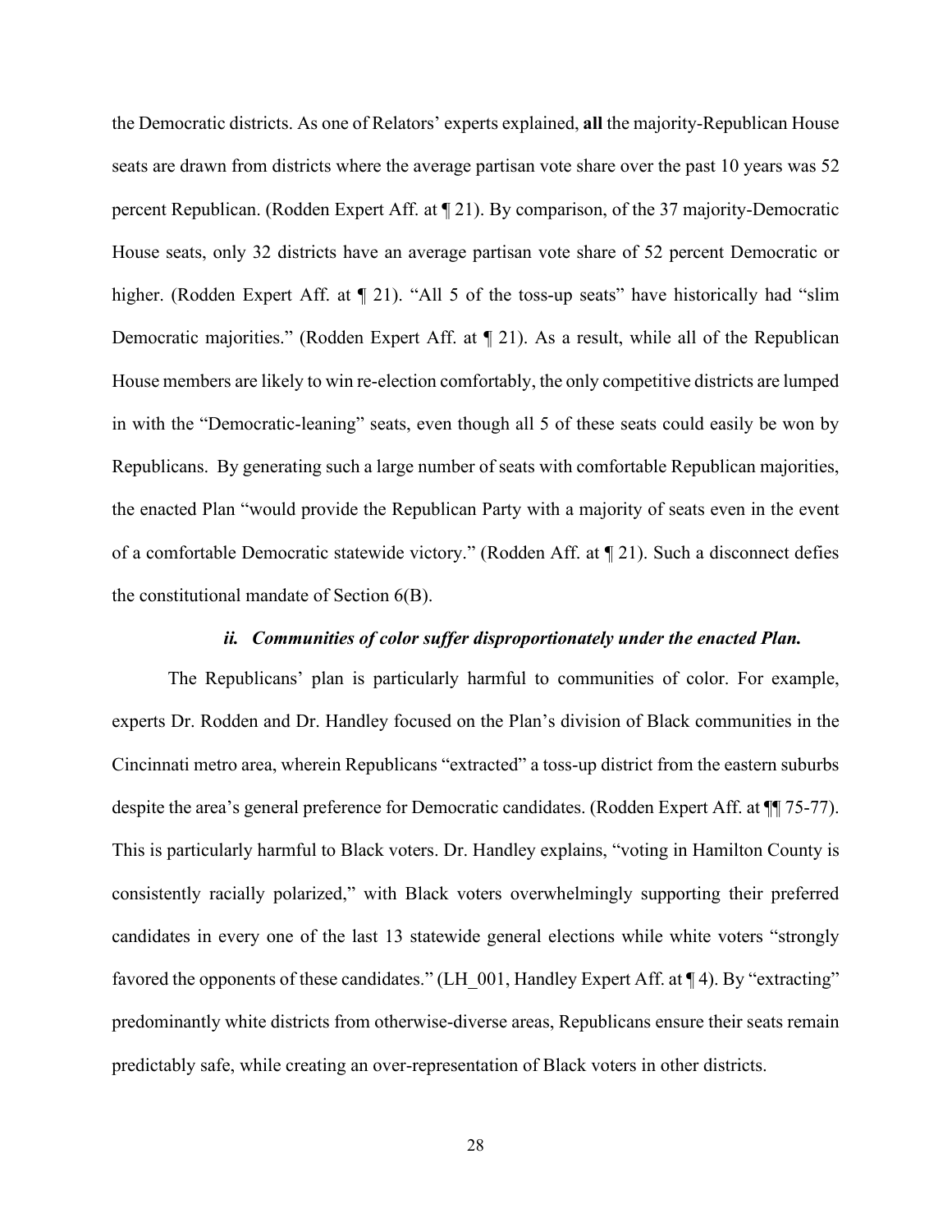the Democratic districts. As one of Relators' experts explained, **all** the majority-Republican House seats are drawn from districts where the average partisan vote share over the past 10 years was 52 percent Republican. (Rodden Expert Aff. at ¶ 21). By comparison, of the 37 majority-Democratic House seats, only 32 districts have an average partisan vote share of 52 percent Democratic or higher. (Rodden Expert Aff. at ¶ 21). "All 5 of the toss-up seats" have historically had "slim Democratic majorities." (Rodden Expert Aff. at ¶ 21). As a result, while all of the Republican House members are likely to win re-election comfortably, the only competitive districts are lumped in with the "Democratic-leaning" seats, even though all 5 of these seats could easily be won by Republicans. By generating such a large number of seats with comfortable Republican majorities, the enacted Plan "would provide the Republican Party with a majority of seats even in the event of a comfortable Democratic statewide victory." (Rodden Aff. at ¶ 21). Such a disconnect defies the constitutional mandate of Section 6(B).

#### *ii. Communities of color suffer disproportionately under the enacted Plan.*

The Republicans' plan is particularly harmful to communities of color. For example, experts Dr. Rodden and Dr. Handley focused on the Plan's division of Black communities in the Cincinnati metro area, wherein Republicans "extracted" a toss-up district from the eastern suburbs despite the area's general preference for Democratic candidates. (Rodden Expert Aff. at ¶¶ 75-77). This is particularly harmful to Black voters. Dr. Handley explains, "voting in Hamilton County is consistently racially polarized," with Black voters overwhelmingly supporting their preferred candidates in every one of the last 13 statewide general elections while white voters "strongly favored the opponents of these candidates." (LH_001, Handley Expert Aff. at ¶ 4). By "extracting" predominantly white districts from otherwise-diverse areas, Republicans ensure their seats remain predictably safe, while creating an over-representation of Black voters in other districts.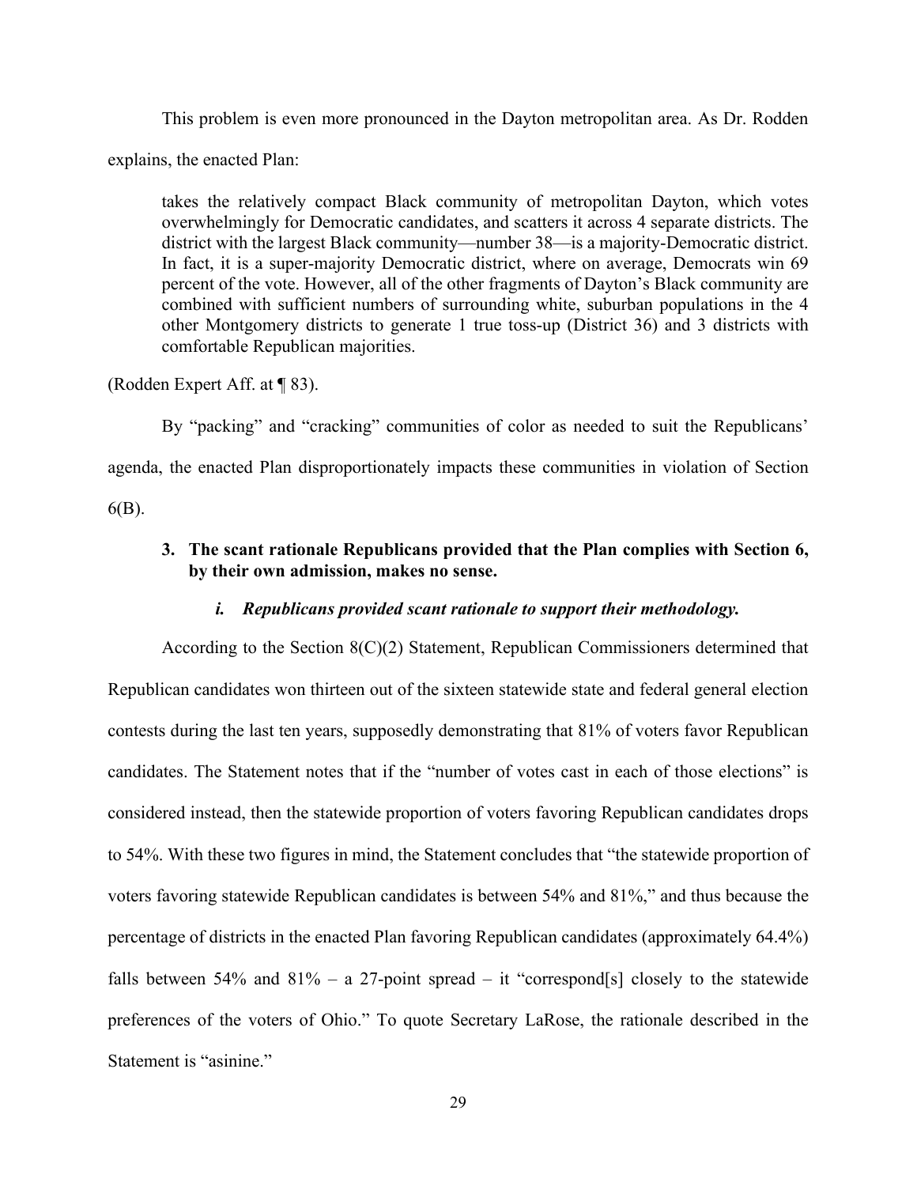This problem is even more pronounced in the Dayton metropolitan area. As Dr. Rodden explains, the enacted Plan:

> takes the relatively compact Black community of metropolitan Dayton, which votes overwhelmingly for Democratic candidates, and scatters it across 4 separate districts. The district with the largest Black community—number 38—is a majority-Democratic district. In fact, it is a super-majority Democratic district, where on average, Democrats win 69 percent of the vote. However, all of the other fragments of Dayton's Black community are combined with sufficient numbers of surrounding white, suburban populations in the 4 other Montgomery districts to generate 1 true toss-up (District 36) and 3 districts with comfortable Republican majorities.

(Rodden Expert Aff. at ¶ 83).

By "packing" and "cracking" communities of color as needed to suit the Republicans' agenda, the enacted Plan disproportionately impacts these communities in violation of Section 6(B).

### 3. The scant rationale Republicans provided that the Plan complies with Section 6, by their own admission, makes no sense.

#### *i. Republicans provided scant rationale to support their methodology.*

According to the Section 8(C)(2) Statement, Republican Commissioners determined that Republican candidates won thirteen out of the sixteen statewide state and federal general election contests during the last ten years, supposedly demonstrating that 81% of voters favor Republican candidates. The Statement notes that if the "number of votes cast in each of those elections" is considered instead, then the statewide proportion of voters favoring Republican candidates drops to 54%. With these two figures in mind, the Statement concludes that "the statewide proportion of voters favoring statewide Republican candidates is between 54% and 81%," and thus because the percentage of districts in the enacted Plan favoring Republican candidates (approximately 64.4%) falls between 54% and 81% – a 27-point spread – it "correspond[s] closely to the statewide preferences of the voters of Ohio." To quote Secretary LaRose, the rationale described in the Statement is "asinine."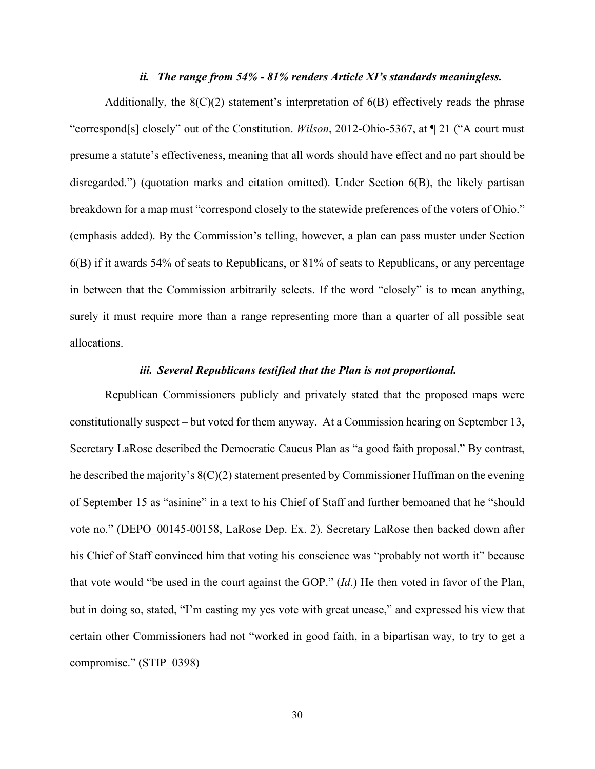### *ii. The range from 54% - 81% renders Article XI's standards meaningless.*

Additionally, the 8(C)(2) statement's interpretation of 6(B) effectively reads the phrase "correspond[s] closely" out of the Constitution. *Wilson*, 2012-Ohio-5367, at ¶ 21 ("A court must presume a statute's effectiveness, meaning that all words should have effect and no part should be disregarded.") (quotation marks and citation omitted). Under Section 6(B), the likely partisan breakdown for a map must "correspond closely to the statewide preferences of the voters of Ohio." (emphasis added). By the Commission's telling, however, a plan can pass muster under Section 6(B) if it awards 54% of seats to Republicans, or 81% of seats to Republicans, or any percentage in between that the Commission arbitrarily selects. If the word "closely" is to mean anything, surely it must require more than a range representing more than a quarter of all possible seat allocations.

### *iii. Several Republicans testified that the Plan is not proportional.*

Republican Commissioners publicly and privately stated that the proposed maps were constitutionally suspect – but voted for them anyway. At a Commission hearing on September 13, Secretary LaRose described the Democratic Caucus Plan as "a good faith proposal." By contrast, he described the majority's 8(C)(2) statement presented by Commissioner Huffman on the evening of September 15 as "asinine" in a text to his Chief of Staff and further bemoaned that he "should vote no." (DEPO_00145-00158, LaRose Dep. Ex. 2). Secretary LaRose then backed down after his Chief of Staff convinced him that voting his conscience was "probably not worth it" because that vote would "be used in the court against the GOP." (*Id*.) He then voted in favor of the Plan, but in doing so, stated, "I'm casting my yes vote with great unease," and expressed his view that certain other Commissioners had not "worked in good faith, in a bipartisan way, to try to get a compromise." (STIP_0398)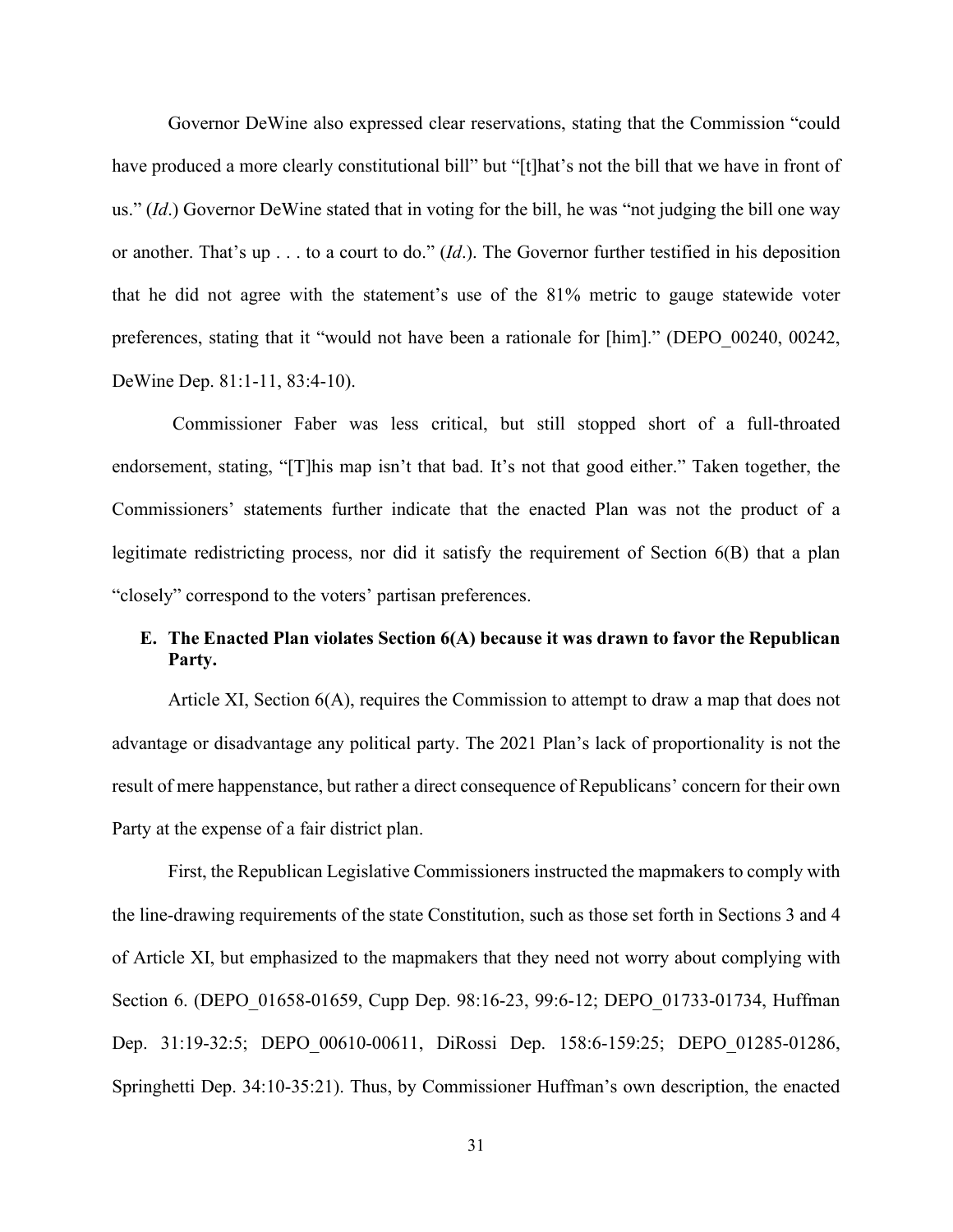Governor DeWine also expressed clear reservations, stating that the Commission "could have produced a more clearly constitutional bill" but "[t]hat's not the bill that we have in front of us." (*Id*.) Governor DeWine stated that in voting for the bill, he was "not judging the bill one way or another. That's up . . . to a court to do." (*Id*.). The Governor further testified in his deposition that he did not agree with the statement's use of the 81% metric to gauge statewide voter preferences, stating that it "would not have been a rationale for [him]." (DEPO_00240, 00242, DeWine Dep. 81:1-11, 83:4-10).

Commissioner Faber was less critical, but still stopped short of a full-throated endorsement, stating, "[T]his map isn't that bad. It's not that good either." Taken together, the Commissioners' statements further indicate that the enacted Plan was not the product of a legitimate redistricting process, nor did it satisfy the requirement of Section 6(B) that a plan "closely" correspond to the voters' partisan preferences.

**E. The Enacted Plan violates Section 6(A) because it was drawn to favor the Republican Party.**

Article XI, Section 6(A), requires the Commission to attempt to draw a map that does not advantage or disadvantage any political party. The 2021 Plan's lack of proportionality is not the result of mere happenstance, but rather a direct consequence of Republicans' concern for their own Party at the expense of a fair district plan.

First, the Republican Legislative Commissioners instructed the mapmakers to comply with the line-drawing requirements of the state Constitution, such as those set forth in Sections 3 and 4 of Article XI, but emphasized to the mapmakers that they need not worry about complying with Section 6. (DEPO_01658-01659, Cupp Dep. 98:16-23, 99:6-12; DEPO_01733-01734, Huffman Dep. 31:19-32:5; DEPO_00610-00611, DiRossi Dep. 158:6-159:25; DEPO_01285-01286, Springhetti Dep. 34:10-35:21). Thus, by Commissioner Huffman's own description, the enacted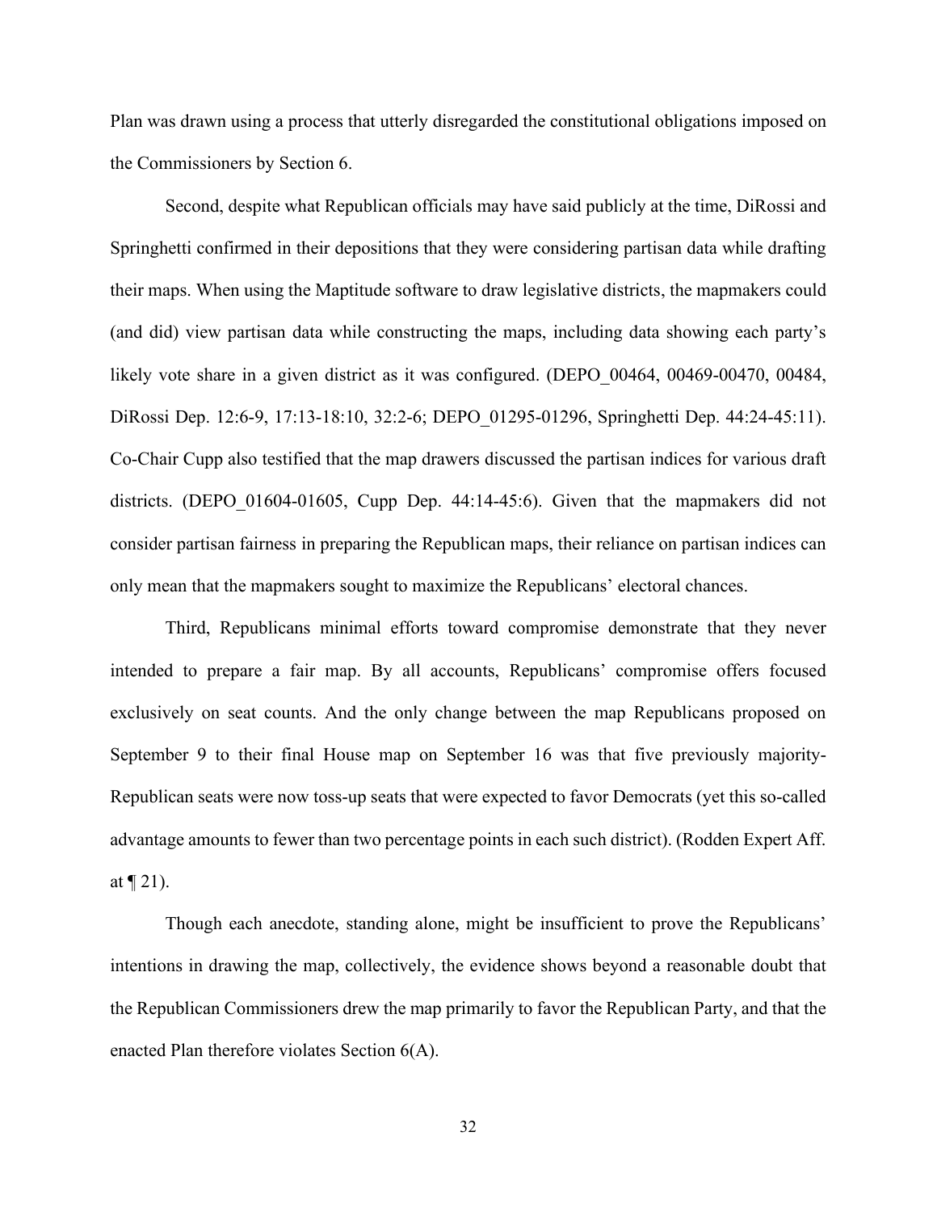Plan was drawn using a process that utterly disregarded the constitutional obligations imposed on the Commissioners by Section 6.

Second, despite what Republican officials may have said publicly at the time, DiRossi and Springhetti confirmed in their depositions that they were considering partisan data while drafting their maps. When using the Maptitude software to draw legislative districts, the mapmakers could (and did) view partisan data while constructing the maps, including data showing each party's likely vote share in a given district as it was configured. (DEPO_00464, 00469-00470, 00484, DiRossi Dep. 12:6-9, 17:13-18:10, 32:2-6; DEPO_01295-01296, Springhetti Dep. 44:24-45:11). Co-Chair Cupp also testified that the map drawers discussed the partisan indices for various draft districts. (DEPO_01604-01605, Cupp Dep. 44:14-45:6). Given that the mapmakers did not consider partisan fairness in preparing the Republican maps, their reliance on partisan indices can only mean that the mapmakers sought to maximize the Republicans' electoral chances.

Third, Republicans minimal efforts toward compromise demonstrate that they never intended to prepare a fair map. By all accounts, Republicans' compromise offers focused exclusively on seat counts. And the only change between the map Republicans proposed on September 9 to their final House map on September 16 was that five previously majority-Republican seats were now toss-up seats that were expected to favor Democrats (yet this so-called advantage amounts to fewer than two percentage points in each such district). (Rodden Expert Aff. at ¶ 21).

Though each anecdote, standing alone, might be insufficient to prove the Republicans' intentions in drawing the map, collectively, the evidence shows beyond a reasonable doubt that the Republican Commissioners drew the map primarily to favor the Republican Party, and that the enacted Plan therefore violates Section 6(A).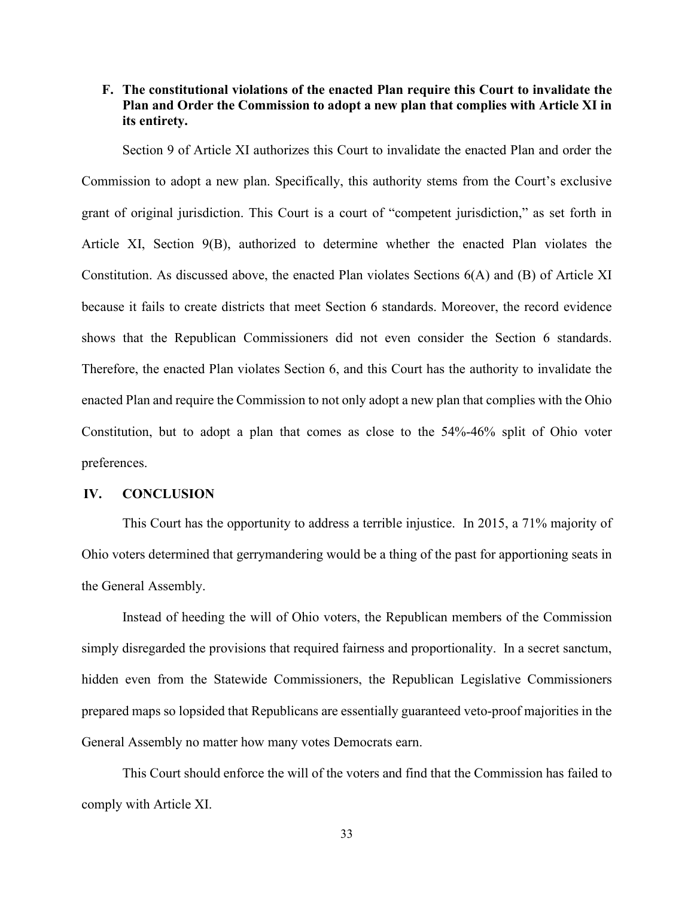### F. The constitutional violations of the enacted Plan require this Court to invalidate the Plan and Order the Commission to adopt a new plan that complies with Article XI in its entirety.

Section 9 of Article XI authorizes this Court to invalidate the enacted Plan and order the Commission to adopt a new plan. Specifically, this authority stems from the Court's exclusive grant of original jurisdiction. This Court is a court of "competent jurisdiction," as set forth in Article XI, Section 9(B), authorized to determine whether the enacted Plan violates the Constitution. As discussed above, the enacted Plan violates Sections 6(A) and (B) of Article XI because it fails to create districts that meet Section 6 standards. Moreover, the record evidence shows that the Republican Commissioners did not even consider the Section 6 standards. Therefore, the enacted Plan violates Section 6, and this Court has the authority to invalidate the enacted Plan and require the Commission to not only adopt a new plan that complies with the Ohio Constitution, but to adopt a plan that comes as close to the 54%-46% split of Ohio voter preferences.

## IV. CONCLUSION

This Court has the opportunity to address a terrible injustice. In 2015, a 71% majority of Ohio voters determined that gerrymandering would be a thing of the past for apportioning seats in the General Assembly.

Instead of heeding the will of Ohio voters, the Republican members of the Commission simply disregarded the provisions that required fairness and proportionality. In a secret sanctum, hidden even from the Statewide Commissioners, the Republican Legislative Commissioners prepared maps so lopsided that Republicans are essentially guaranteed veto-proof majorities in the General Assembly no matter how many votes Democrats earn.

This Court should enforce the will of the voters and find that the Commission has failed to comply with Article XI.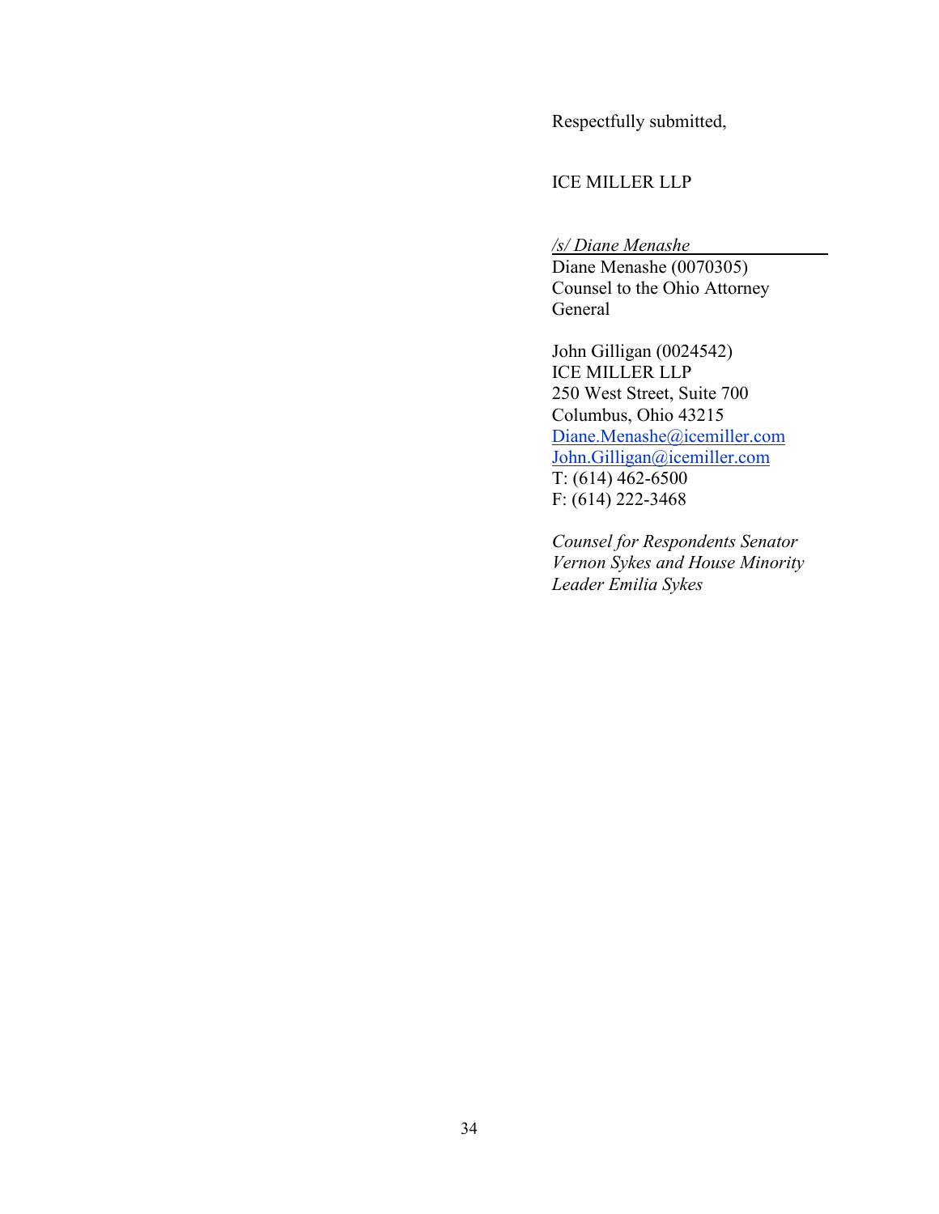Respectfully submitted,

ICE MILLER LLP

*/s/ Diane Menashe*
Diane Menashe (0070305)
Counsel to the Ohio Attorney General

John Gilligan (0024542)
ICE MILLER LLP
250 West Street, Suite 700
Columbus, Ohio 43215
Diane.Menashe@icemiller.com
John.Gilligan@icemiller.com
T: (614) 462-6500
F: (614) 222-3468

*Counsel for Respondents Senator Vernon Sykes and House Minority Leader Emilia Sykes*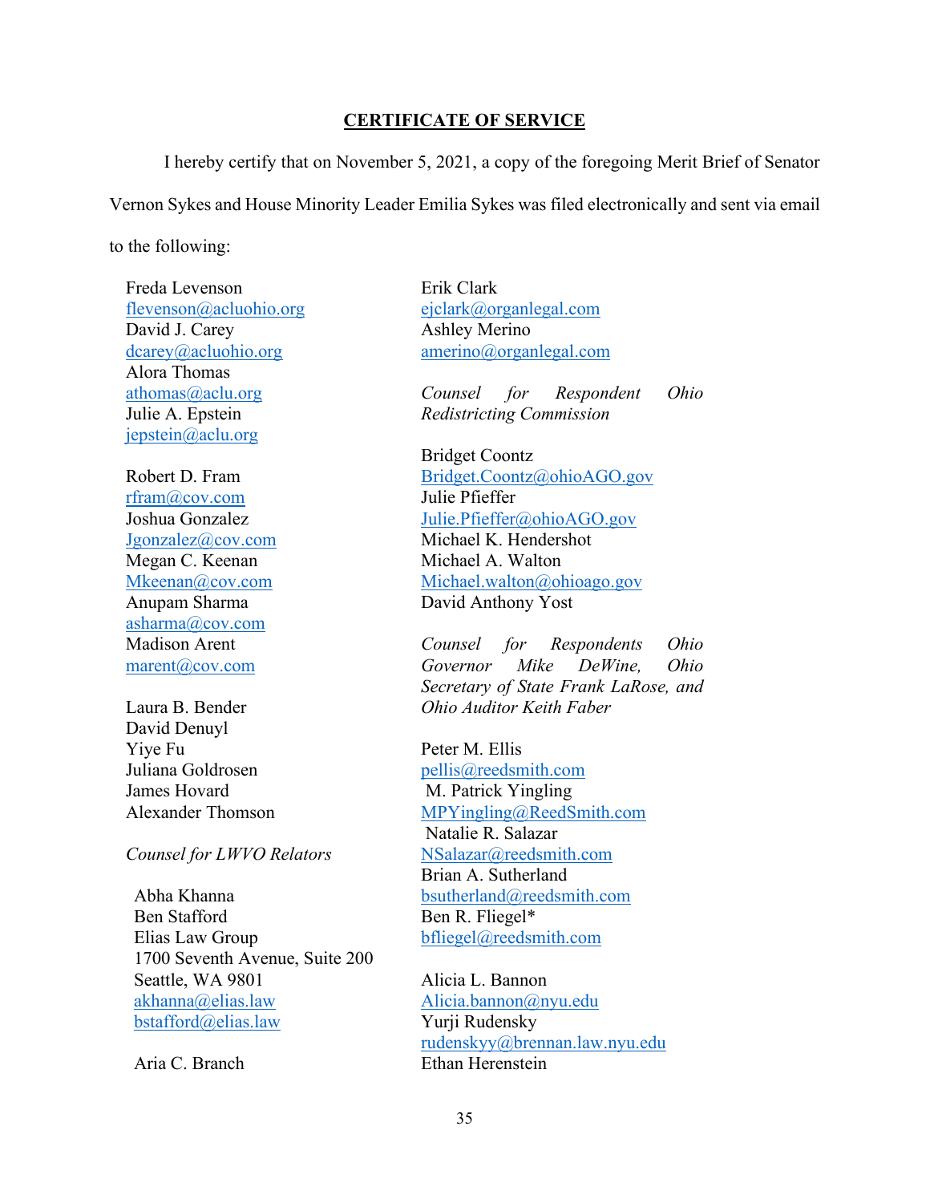## CERTIFICATE OF SERVICE

I hereby certify that on November 5, 2021, a copy of the foregoing Merit Brief of Senator Vernon Sykes and House Minority Leader Emilia Sykes was filed electronically and sent via email to the following:

Freda Levenson
flevenson@acluohio.org
David J. Carey
dcarey@acluohio.org
Alora Thomas
athomas@aclu.org
Julie A. Epstein
jepstein@aclu.org

Robert D. Fram
rfram@cov.com
Joshua Gonzalez
Jgonzalez@cov.com
Megan C. Keenan
Mkeenan@cov.com
Anupam Sharma
asharma@cov.com
Madison Arent
marent@cov.com

Laura B. Bender
David Denuyl
Yiye Fu
Juliana Goldrosen
James Hovard
Alexander Thomson

*Counsel for LWVO Relators*

Abha Khanna
Ben Stafford
Elias Law Group
1700 Seventh Avenue, Suite 200
Seattle, WA 9801
akhanna@elias.law
bstafford@elias.law

Aria C. Branch

Erik Clark
ejclark@organlegal.com
Ashley Merino
amerino@organlegal.com

*Counsel for Respondent Ohio Redistricting Commission*

Bridget Coontz
Bridget.Coontz@ohioAGO.gov
Julie Pfieffer
Julie.Pfieffer@ohioAGO.gov
Michael K. Hendershot
Michael A. Walton
Michael.walton@ohioago.gov
David Anthony Yost

*Counsel for Respondents Ohio Governor Mike DeWine, Ohio Secretary of State Frank LaRose, and Ohio Auditor Keith Faber*

Peter M. Ellis
pellis@reedsmith.com
M. Patrick Yingling
MPYingling@ReedSmith.com
Natalie R. Salazar
NSalazar@reedsmith.com
Brian A. Sutherland
bsutherland@reedsmith.com
Ben R. Fliegel*
bfliegel@reedsmith.com

Alicia L. Bannon
Alicia.bannon@nyu.edu
Yurji Rudensky
rudenskyy@brennan.law.nyu.edu
Ethan Herenstein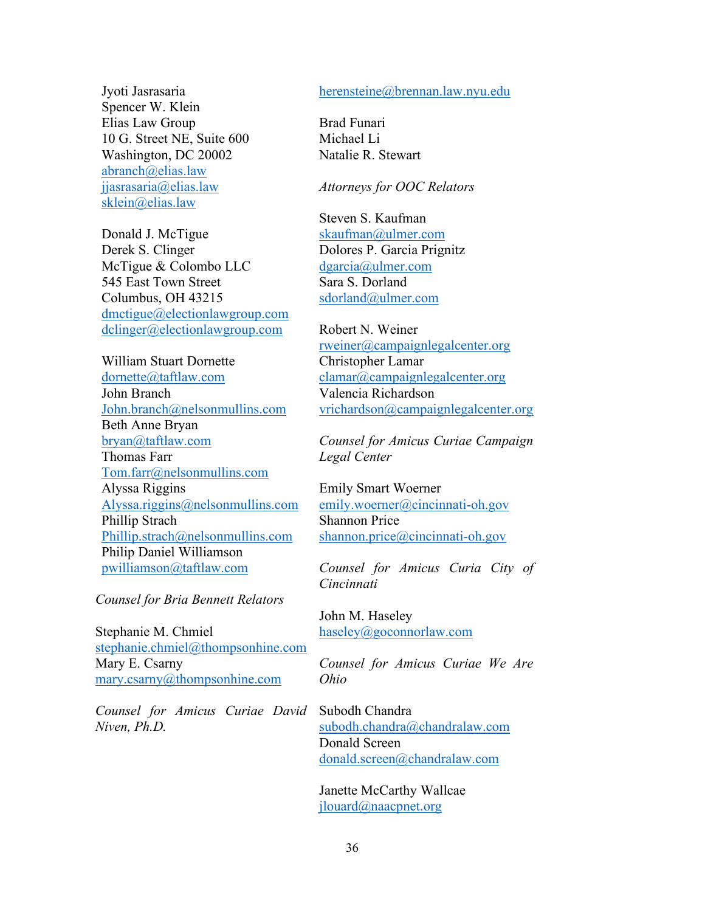Jyoti Jasrasaria
Spencer W. Klein
Elias Law Group
10 G. Street NE, Suite 600
Washington, DC 20002
abranch@elias.law
jjasrasaria@elias.law
sklein@elias.law

Donald J. McTigue
Derek S. Clinger
McTigue & Colombo LLC
545 East Town Street
Columbus, OH 43215
dmctigue@electionlawgroup.com
dclinger@electionlawgroup.com

William Stuart Dornette
dornette@taftlaw.com
John Branch
John.branch@nelsonmullins.com
Beth Anne Bryan
bryan@taftlaw.com
Thomas Farr
Tom.farr@nelsonmullins.com
Alyssa Riggins
Alyssa.riggins@nelsonmullins.com
Phillip Strach
Phillip.strach@nelsonmullins.com
Philip Daniel Williamson
pwilliamson@taftlaw.com

*Counsel for Bria Bennett Relators*

Stephanie M. Chmiel
stephanie.chmiel@thompsonhine.com
Mary E. Csarny
mary.csarny@thompsonhine.com

*Counsel for Amicus Curiae David Niven, Ph.D.*

herensteine@brennan.law.nyu.edu

Brad Funari
Michael Li
Natalie R. Stewart

*Attorneys for OOC Relators*

Steven S. Kaufman
skaufman@ulmer.com
Dolores P. Garcia Prignitz
dgarcia@ulmer.com
Sara S. Dorland
sdorland@ulmer.com

Robert N. Weiner
rweiner@campaignlegalcenter.org
Christopher Lamar
clamar@campaignlegalcenter.org
Valencia Richardson
vrichardson@campaignlegalcenter.org

*Counsel for Amicus Curiae Campaign Legal Center*

Emily Smart Woerner
emily.woerner@cincinnati-oh.gov
Shannon Price
shannon.price@cincinnati-oh.gov

*Counsel for Amicus Curia City of Cincinnati*

John M. Haseley
haseley@goconnorlaw.com

*Counsel for Amicus Curiae We Are Ohio*

Subodh Chandra
subodh.chandra@chandralaw.com
Donald Screen
donald.screen@chandralaw.com

Janette McCarthy Wallcae
jlouard@naacpnet.org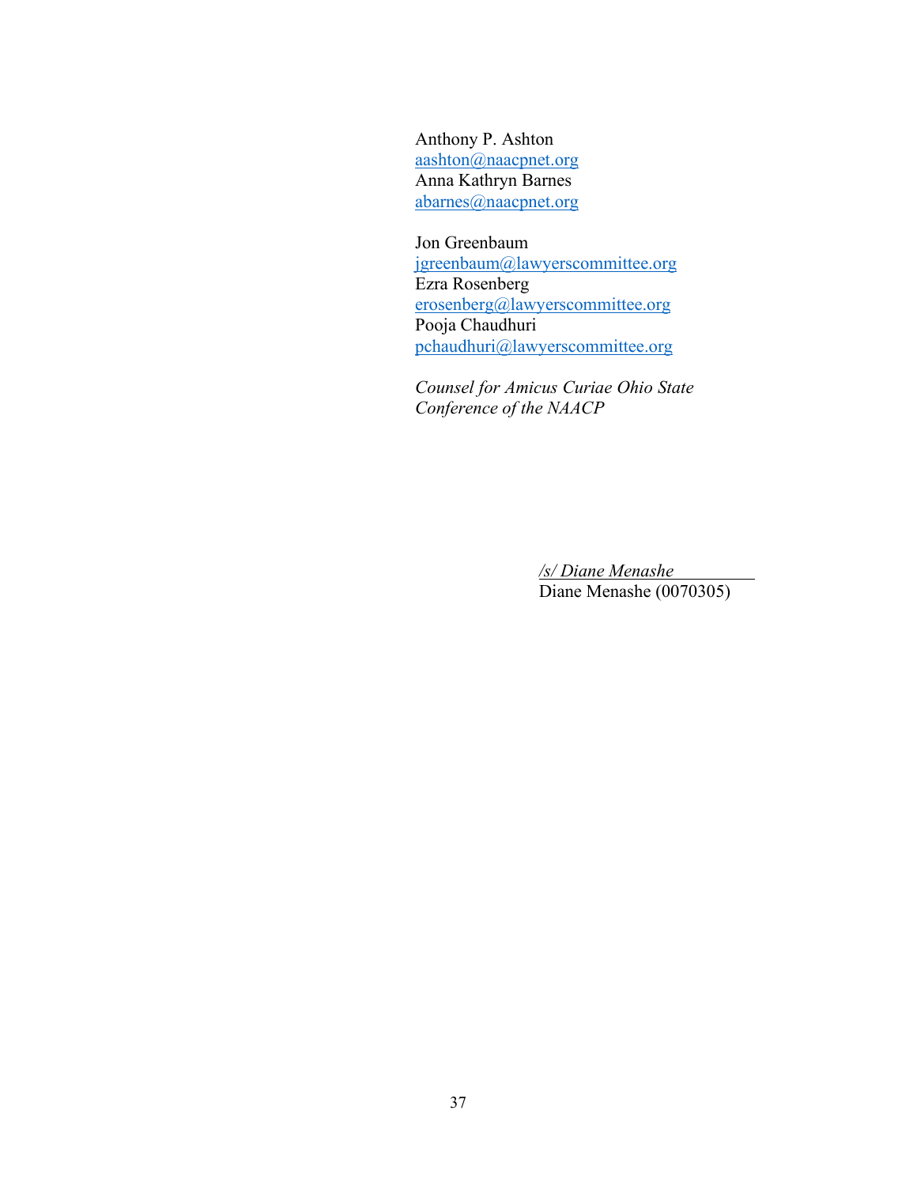Anthony P. Ashton
aashton@naacpnet.org
Anna Kathryn Barnes
abarnes@naacpnet.org

Jon Greenbaum
jgreenbaum@lawyerscommittee.org
Ezra Rosenberg
erosenberg@lawyerscommittee.org
Pooja Chaudhuri
pchaudhuri@lawyerscommittee.org

*Counsel for Amicus Curiae Ohio State Conference of the NAACP*

*/s/ Diane Menashe*
Diane Menashe (0070305)